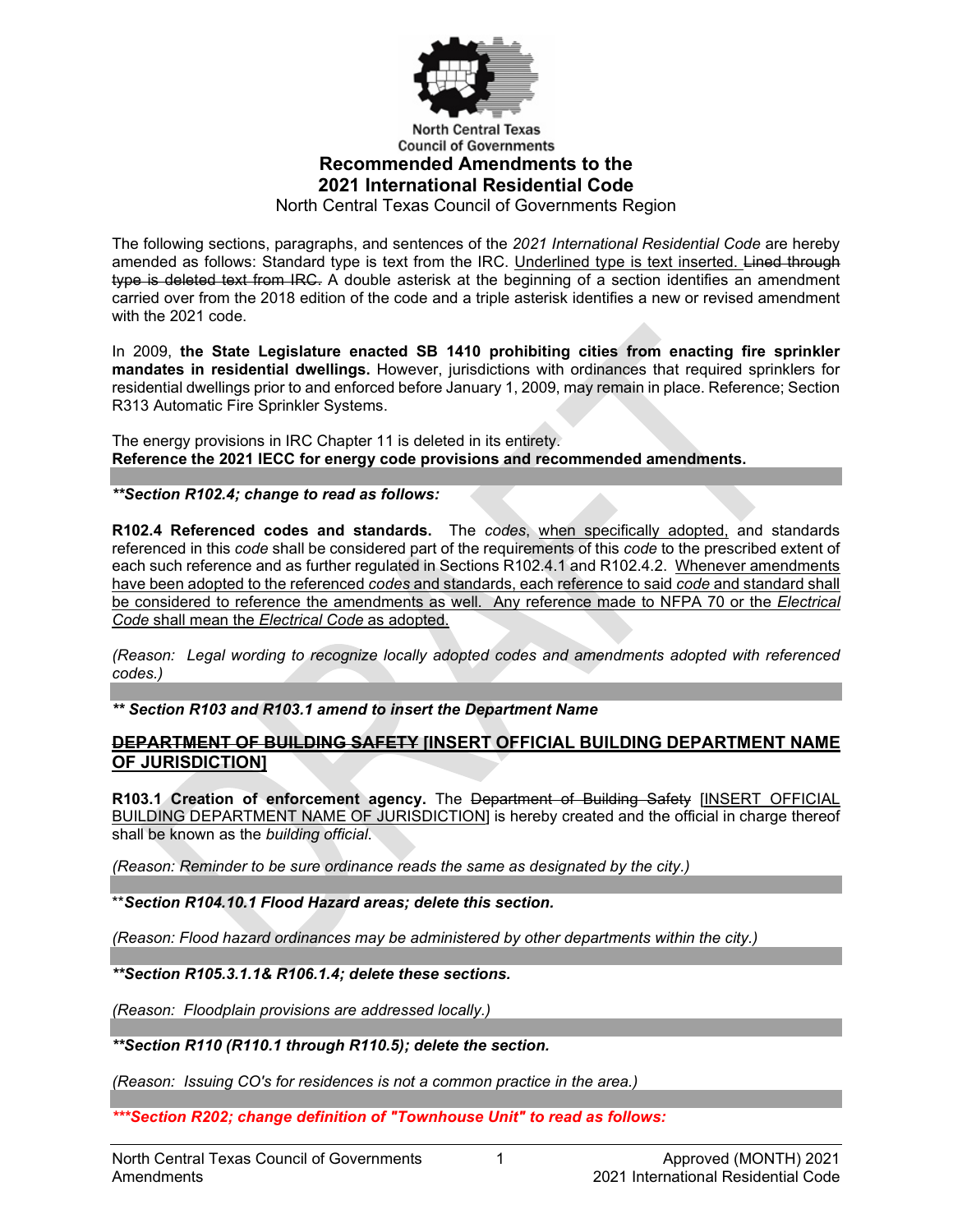North Central Texas Council of Governments

# Recommended Amendments to the 2021 International Residential Code

North Central Texas Council of Governments Region

The following sections, paragraphs, and sentences of the *2021 International Residential Code* are hereby amended as follows: Standard type is text from the IRC. <u>Underlined type is text inserted.</u> ~~Lined through type is deleted text from IRC.~~ A double asterisk at the beginning of a section identifies an amendment carried over from the 2018 edition of the code and a triple asterisk identifies a new or revised amendment with the 2021 code.

In 2009, **the State Legislature enacted SB 1410 prohibiting cities from enacting fire sprinkler mandates in residential dwellings.** However, jurisdictions with ordinances that required sprinklers for residential dwellings prior to and enforced before January 1, 2009, may remain in place. Reference; Section R313 Automatic Fire Sprinkler Systems.

The energy provisions in IRC Chapter 11 is deleted in its entirety.
**Reference the 2021 IECC for energy code provisions and recommended amendments.**

***\*\*Section R102.4; change to read as follows:***

**R102.4 Referenced codes and standards.** The *codes*, <u>when specifically adopted,</u> and standards referenced in this *code* shall be considered part of the requirements of this *code* to the prescribed extent of each such reference and as further regulated in Sections R102.4.1 and R102.4.2. <u>Whenever amendments have been adopted to the referenced *codes* and standards, each reference to said *code* and standard shall be considered to reference the amendments as well. Any reference made to NFPA 70 or the *Electrical Code* shall mean the *Electrical Code* as adopted.</u>

*(Reason: Legal wording to recognize locally adopted codes and amendments adopted with referenced codes.)*

***\*\* Section R103 and R103.1 amend to insert the Department Name***

**~~DEPARTMENT OF BUILDING SAFETY~~ <u>[INSERT OFFICIAL BUILDING DEPARTMENT NAME OF JURISDICTION]</u>**

**R103.1 Creation of enforcement agency.** The ~~Department of Building Safety~~ <u>[INSERT OFFICIAL BUILDING DEPARTMENT NAME OF JURISDICTION]</u> is hereby created and the official in charge thereof shall be known as the *building official*.

*(Reason: Reminder to be sure ordinance reads the same as designated by the city.)*

\*\****Section R104.10.1 Flood Hazard areas; delete this section.***

*(Reason: Flood hazard ordinances may be administered by other departments within the city.)*

***\*\*Section R105.3.1.1& R106.1.4; delete these sections.***

*(Reason: Floodplain provisions are addressed locally.)*

***\*\*Section R110 (R110.1 through R110.5); delete the section.***

*(Reason: Issuing CO's for residences is not a common practice in the area.)*

***\*\*\*Section R202; change definition of "Townhouse Unit" to read as follows:***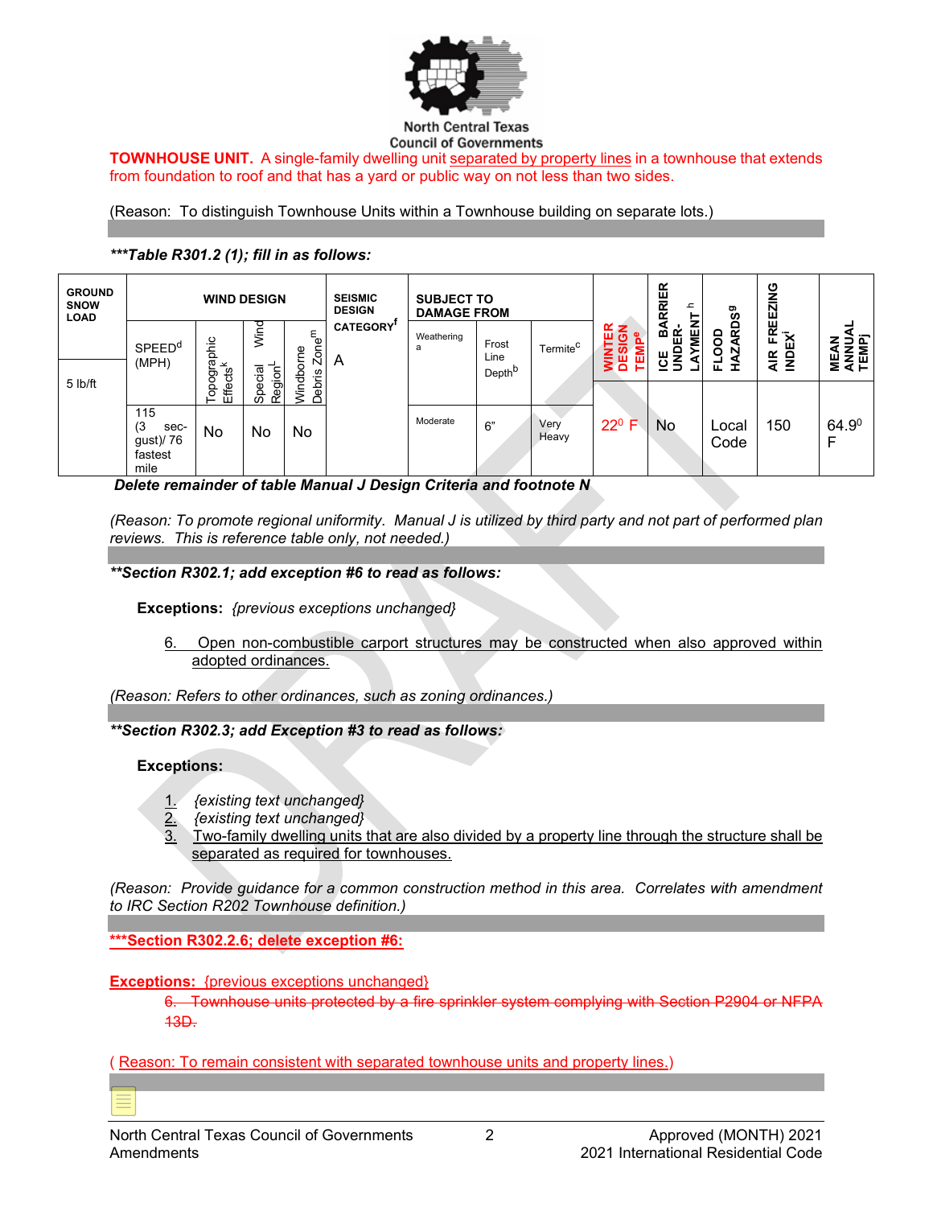**TOWNHOUSE UNIT.** A single-family dwelling unit separated by property lines in a townhouse that extends from foundation to roof and that has a yard or public way on not less than two sides.

(Reason: To distinguish Townhouse Units within a Townhouse building on separate lots.)

***\*\*\*Table R301.2 (1); fill in as follows:***

| GROUND SNOW LOAD | WIND DESIGN | | | | SEISMIC DESIGN CATEGORY[f] | SUBJECT TO DAMAGE FROM | | | WINTER DESIGN TEMP[e] | ICE BARRIER UNDER-LAYMENT[h] | FLOOD HAZARDS[g] | AIR FREEZING INDEX[i] | MEAN ANNUAL TEMP[j] |
|---|---|---|---|---|---|---|---|---|---|---|---|---|---|
| | SPEED[d] (MPH) | Topographic Effects[k] | Special Wind Region[l] | Windborne Debris Zone[m] | | Weathering[a] | Frost Line Depth[b] | Termite[c] | | | | | |
| 5 lb/ft | 115 (3 sec-gust)/ 76 fastest mile | No | No | No | A | Moderate | 6" | Very Heavy | 22⁰ F | No | Local Code | 150 | 64.9⁰ F |

***Delete remainder of table Manual J Design Criteria and footnote N***

*(Reason: To promote regional uniformity. Manual J is utilized by third party and not part of performed plan reviews. This is reference table only, not needed.)*

***\*\*Section R302.1; add exception #6 to read as follows:***

**Exceptions:** *{previous exceptions unchanged}*

6. Open non-combustible carport structures may be constructed when also approved within adopted ordinances.

*(Reason: Refers to other ordinances, such as zoning ordinances.)*

***\*\*Section R302.3; add Exception #3 to read as follows:***

**Exceptions:**

1. *{existing text unchanged}*
2. *{existing text unchanged}*
3. Two-family dwelling units that are also divided by a property line through the structure shall be separated as required for townhouses.

*(Reason: Provide guidance for a common construction method in this area. Correlates with amendment to IRC Section R202 Townhouse definition.)*

**\*\*\*Section R302.2.6; delete exception #6:**

**Exceptions:** {previous exceptions unchanged}

~~6. Townhouse units protected by a fire sprinkler system complying with Section P2904 or NFPA 13D.~~

( Reason: To remain consistent with separated townhouse units and property lines.)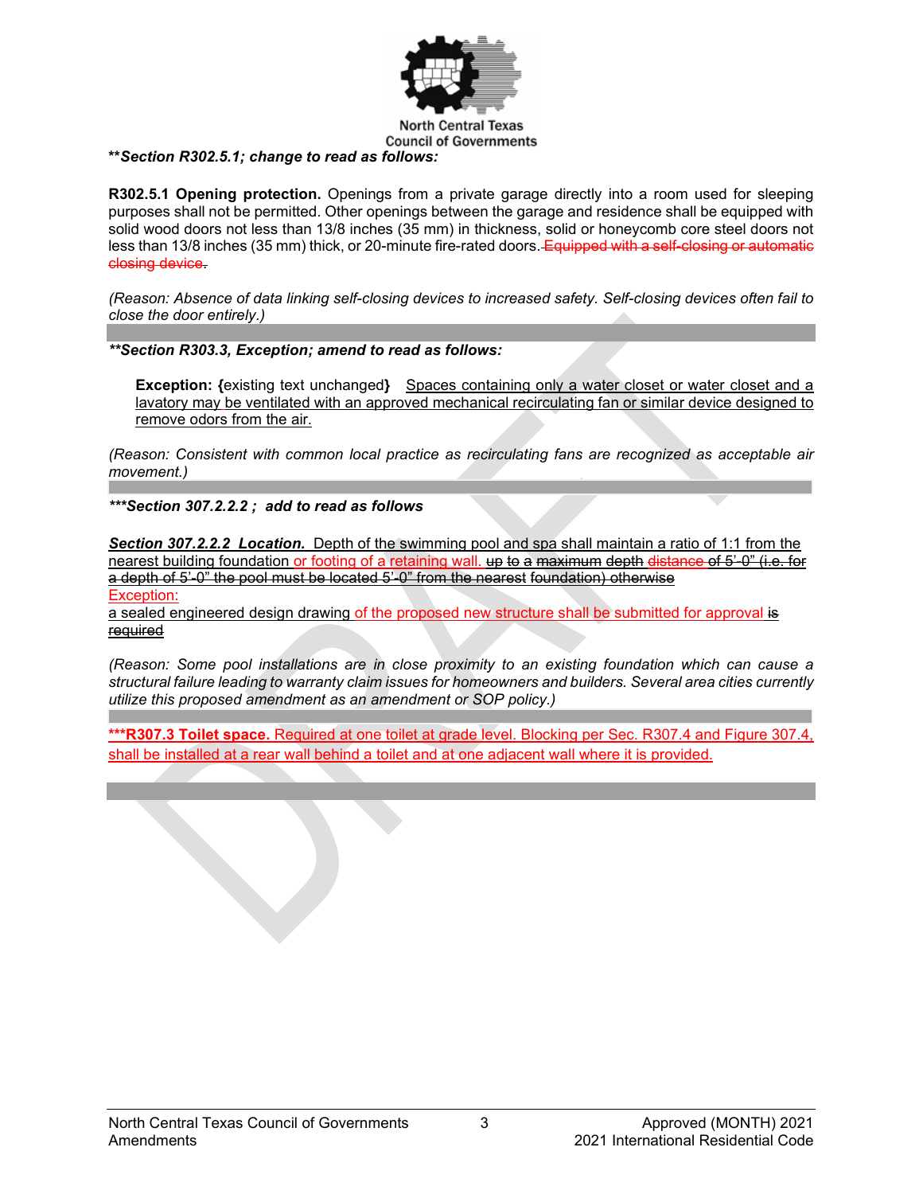***Section R302.5.1; change to read as follows:**

**R302.5.1 Opening protection.** Openings from a private garage directly into a room used for sleeping purposes shall not be permitted. Other openings between the garage and residence shall be equipped with solid wood doors not less than 13/8 inches (35 mm) in thickness, solid or honeycomb core steel doors not less than 13/8 inches (35 mm) thick, or 20-minute fire-rated doors. ~~Equipped with a self-closing or automatic closing device.~~

*(Reason: Absence of data linking self-closing devices to increased safety. Self-closing devices often fail to close the door entirely.)*

---

***Section R303.3, Exception; amend to read as follows:**

> **Exception: {**existing text unchanged**}** <u>Spaces containing only a water closet or water closet and a lavatory may be ventilated with an approved mechanical recirculating fan or similar device designed to remove odors from the air.</u>

*(Reason: Consistent with common local practice as recirculating fans are recognized as acceptable air movement.)*

---

****Section 307.2.2.2 ; add to read as follows**

***<u>Section 307.2.2.2 Location.</u>*** <u>Depth of the swimming pool and spa shall maintain a ratio of 1:1 from the nearest building foundation</u> <u>or footing of a retaining wall.</u> ~~up to a maximum depth distance of 5'-0" (i.e. for a depth of 5'-0" the pool must be located 5'-0" from the nearest foundation) otherwise~~
<u>Exception:</u>
<u>a sealed engineered design drawing of the proposed new structure shall be submitted for approval</u> ~~is required~~

*(Reason: Some pool installations are in close proximity to an existing foundation which can cause a structural failure leading to warranty claim issues for homeowners and builders. Several area cities currently utilize this proposed amendment as an amendment or SOP policy.)*

---

<u>**\*\*\*R307.3 Toilet space.** Required at one toilet at grade level. Blocking per Sec. R307.4 and Figure 307.4, shall be installed at a rear wall behind a toilet and at one adjacent wall where it is provided.</u>

---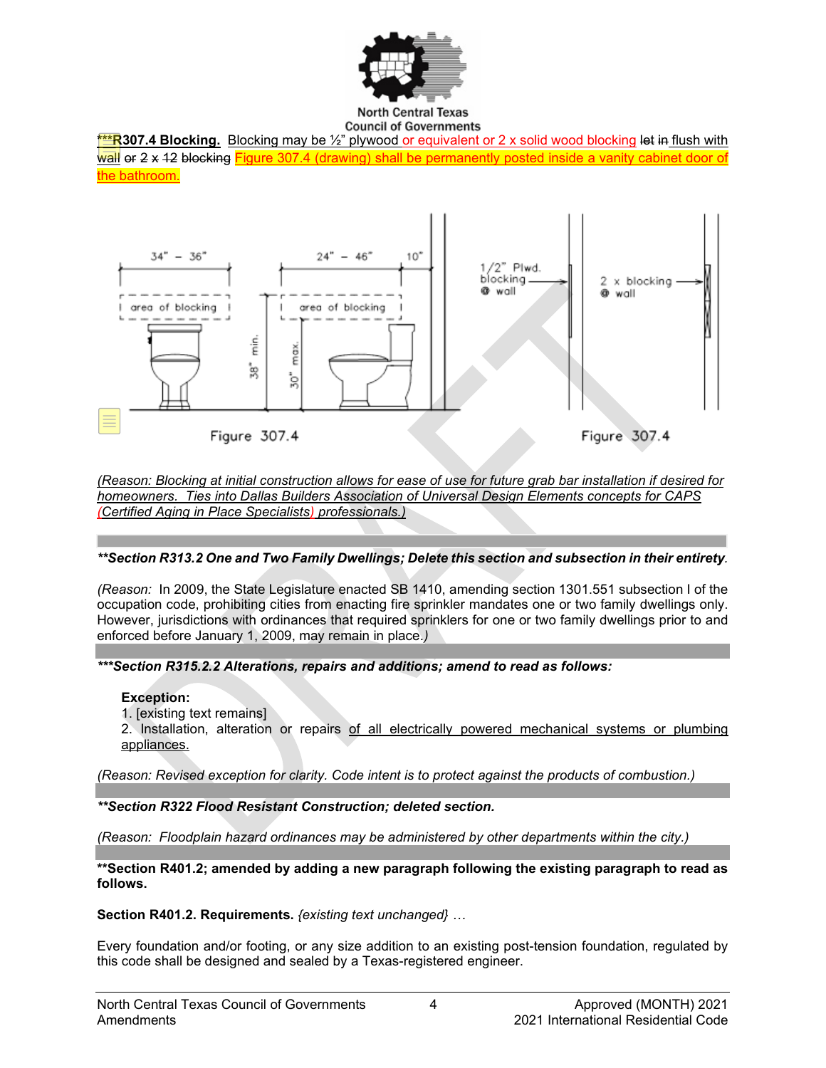***R307.4 Blocking.** Blocking may be ½" plywood or equivalent or 2 x solid wood blocking ~~let in~~ flush with wall ~~or 2 x 12 blocking~~ Figure 307.4 (drawing) shall be permanently posted inside a vanity cabinet door of the bathroom.

Figure 307.4

Figure 307.4

*(Reason: Blocking at initial construction allows for ease of use for future grab bar installation if desired for homeowners. Ties into Dallas Builders Association of Universal Design Elements concepts for CAPS (Certified Aging in Place Specialists) professionals.)*

***\*\*Section R313.2 One and Two Family Dwellings; Delete this section and subsection in their entirety.***

*(Reason:* In 2009, the State Legislature enacted SB 1410, amending section 1301.551 subsection I of the occupation code, prohibiting cities from enacting fire sprinkler mandates one or two family dwellings only. However, jurisdictions with ordinances that required sprinklers for one or two family dwellings prior to and enforced before January 1, 2009, may remain in place.*)*

***\*\*\*Section R315.2.2 Alterations, repairs and additions; amend to read as follows:***

**Exception:**
1. [existing text remains]
2. Installation, alteration or repairs of all electrically powered mechanical systems or plumbing appliances.

*(Reason: Revised exception for clarity. Code intent is to protect against the products of combustion.)*

***\*\*Section R322 Flood Resistant Construction; deleted section.***

*(Reason: Floodplain hazard ordinances may be administered by other departments within the city.)*

**\*\*Section R401.2; amended by adding a new paragraph following the existing paragraph to read as follows.**

**Section R401.2. Requirements.** *{existing text unchanged} …*

Every foundation and/or footing, or any size addition to an existing post-tension foundation, regulated by this code shall be designed and sealed by a Texas-registered engineer.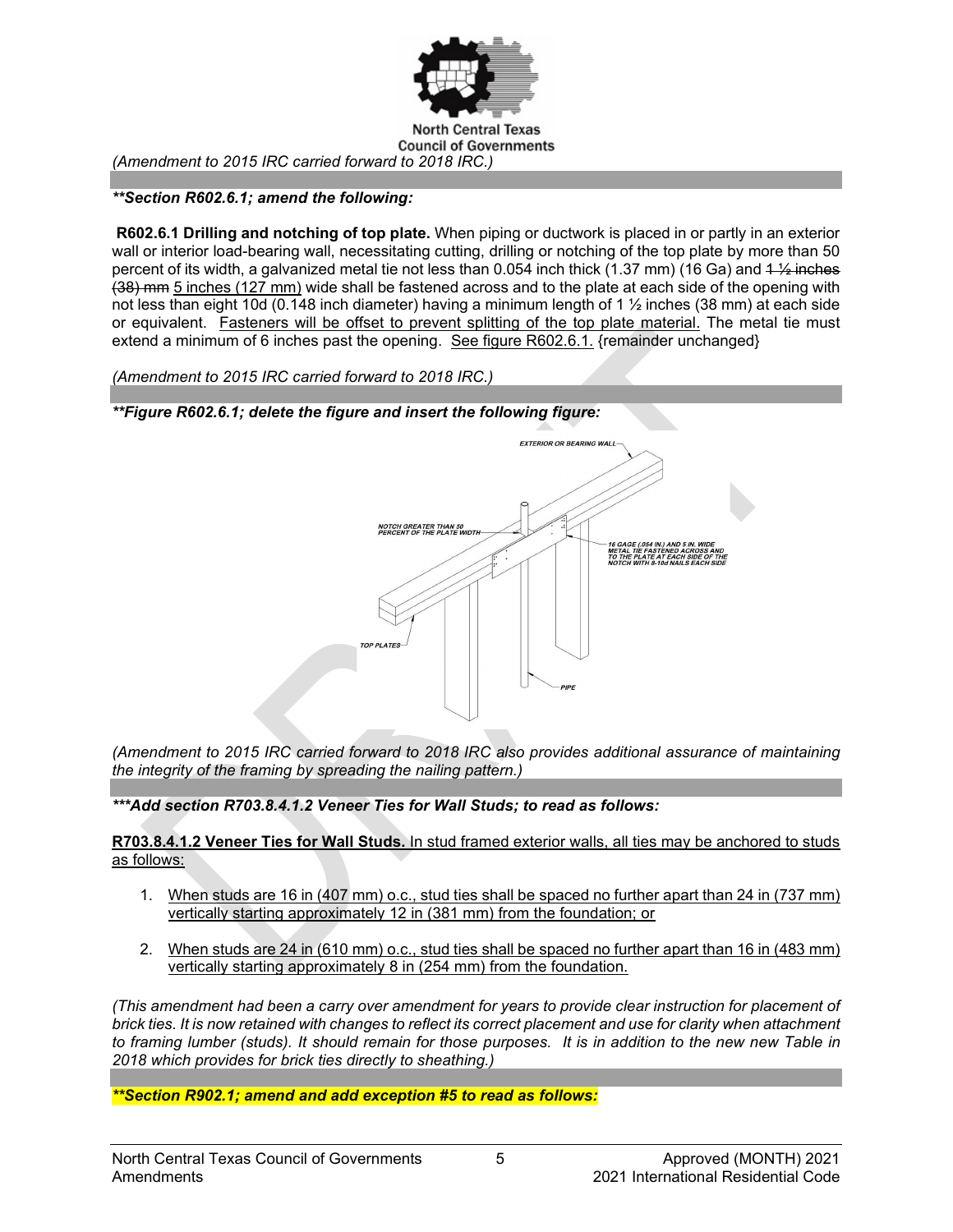*(Amendment to 2015 IRC carried forward to 2018 IRC.)*

***\*\*Section R602.6.1; amend the following:***

**R602.6.1 Drilling and notching of top plate.** When piping or ductwork is placed in or partly in an exterior wall or interior load-bearing wall, necessitating cutting, drilling or notching of the top plate by more than 50 percent of its width, a galvanized metal tie not less than 0.054 inch thick (1.37 mm) (16 Ga) and ~~1 ½ inches (38) mm~~ <u>5 inches (127 mm)</u> wide shall be fastened across and to the plate at each side of the opening with not less than eight 10d (0.148 inch diameter) having a minimum length of 1 ½ inches (38 mm) at each side or equivalent. <u>Fasteners will be offset to prevent splitting of the top plate material.</u> The metal tie must extend a minimum of 6 inches past the opening. <u>See figure R602.6.1.</u> {remainder unchanged}

*(Amendment to 2015 IRC carried forward to 2018 IRC.)*

***\*\*Figure R602.6.1; delete the figure and insert the following figure:***

EXTERIOR OR BEARING WALL

NOTCH GREATER THAN 50 PERCENT OF THE PLATE WIDTH

16 GAGE (.054 IN.) AND 5 IN. WIDE METAL TIE FASTENED ACROSS AND TO THE PLATE AT EACH SIDE OF THE NOTCH WITH 8-10d NAILS EACH SIDE

TOP PLATES

PIPE

*(Amendment to 2015 IRC carried forward to 2018 IRC also provides additional assurance of maintaining the integrity of the framing by spreading the nailing pattern.)*

***\*\*\*Add section R703.8.4.1.2 Veneer Ties for Wall Studs; to read as follows:***

<u>**R703.8.4.1.2 Veneer Ties for Wall Studs.** In stud framed exterior walls, all ties may be anchored to studs as follows:</u>

1. <u>When studs are 16 in (407 mm) o.c., stud ties shall be spaced no further apart than 24 in (737 mm) vertically starting approximately 12 in (381 mm) from the foundation; or</u>

2. <u>When studs are 24 in (610 mm) o.c., stud ties shall be spaced no further apart than 16 in (483 mm) vertically starting approximately 8 in (254 mm) from the foundation.</u>

*(This amendment had been a carry over amendment for years to provide clear instruction for placement of brick ties. It is now retained with changes to reflect its correct placement and use for clarity when attachment to framing lumber (studs). It should remain for those purposes. It is in addition to the new new Table in 2018 which provides for brick ties directly to sheathing.)*

***\*\*Section R902.1; amend and add exception #5 to read as follows:***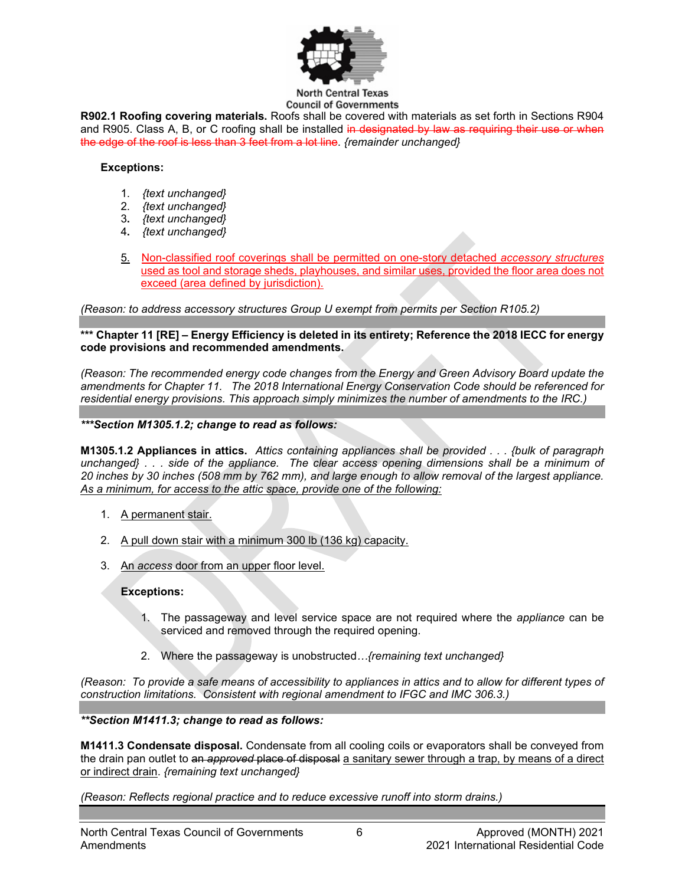**R902.1 Roofing covering materials.** Roofs shall be covered with materials as set forth in Sections R904 and R905. Class A, B, or C roofing shall be installed ~~in designated by law as requiring their use or when the edge of the roof is less than 3 feet from a lot line~~. *{remainder unchanged}*

**Exceptions:**

1. *{text unchanged}*
2. *{text unchanged}*
3. *{text unchanged}*
4. *{text unchanged}*

5. <u>Non-classified roof coverings shall be permitted on one-story detached *accessory structures* used as tool and storage sheds, playhouses, and similar uses, provided the floor area does not exceed (area defined by jurisdiction).</u>

*(Reason: to address accessory structures Group U exempt from permits per Section R105.2)*

**\*\*\* Chapter 11 [RE] – Energy Efficiency is deleted in its entirety; Reference the 2018 IECC for energy code provisions and recommended amendments.**

*(Reason: The recommended energy code changes from the Energy and Green Advisory Board update the amendments for Chapter 11. The 2018 International Energy Conservation Code should be referenced for residential energy provisions. This approach simply minimizes the number of amendments to the IRC.)*

***\*\*\*Section M1305.1.2; change to read as follows:***

**M1305.1.2 Appliances in attics.** *Attics containing appliances shall be provided . . . {bulk of paragraph unchanged} . . . side of the appliance. The clear access opening dimensions shall be a minimum of 20 inches by 30 inches (508 mm by 762 mm), and large enough to allow removal of the largest appliance.* <u>*As a minimum, for access to the attic space, provide one of the following:*</u>

1. <u>A permanent stair.</u>

2. <u>A pull down stair with a minimum 300 lb (136 kg) capacity.</u>

3. <u>An *access* door from an upper floor level.</u>

**Exceptions:**

1. The passageway and level service space are not required where the *appliance* can be serviced and removed through the required opening.

2. Where the passageway is unobstructed*…{remaining text unchanged}*

*(Reason: To provide a safe means of accessibility to appliances in attics and to allow for different types of construction limitations. Consistent with regional amendment to IFGC and IMC 306.3.)*

***\*\*Section M1411.3; change to read as follows:***

**M1411.3 Condensate disposal.** Condensate from all cooling coils or evaporators shall be conveyed from the drain pan outlet to ~~an *approved* place of disposal~~ <u>a sanitary sewer through a trap, by means of a direct or indirect drain</u>. *{remaining text unchanged}*

*(Reason: Reflects regional practice and to reduce excessive runoff into storm drains.)*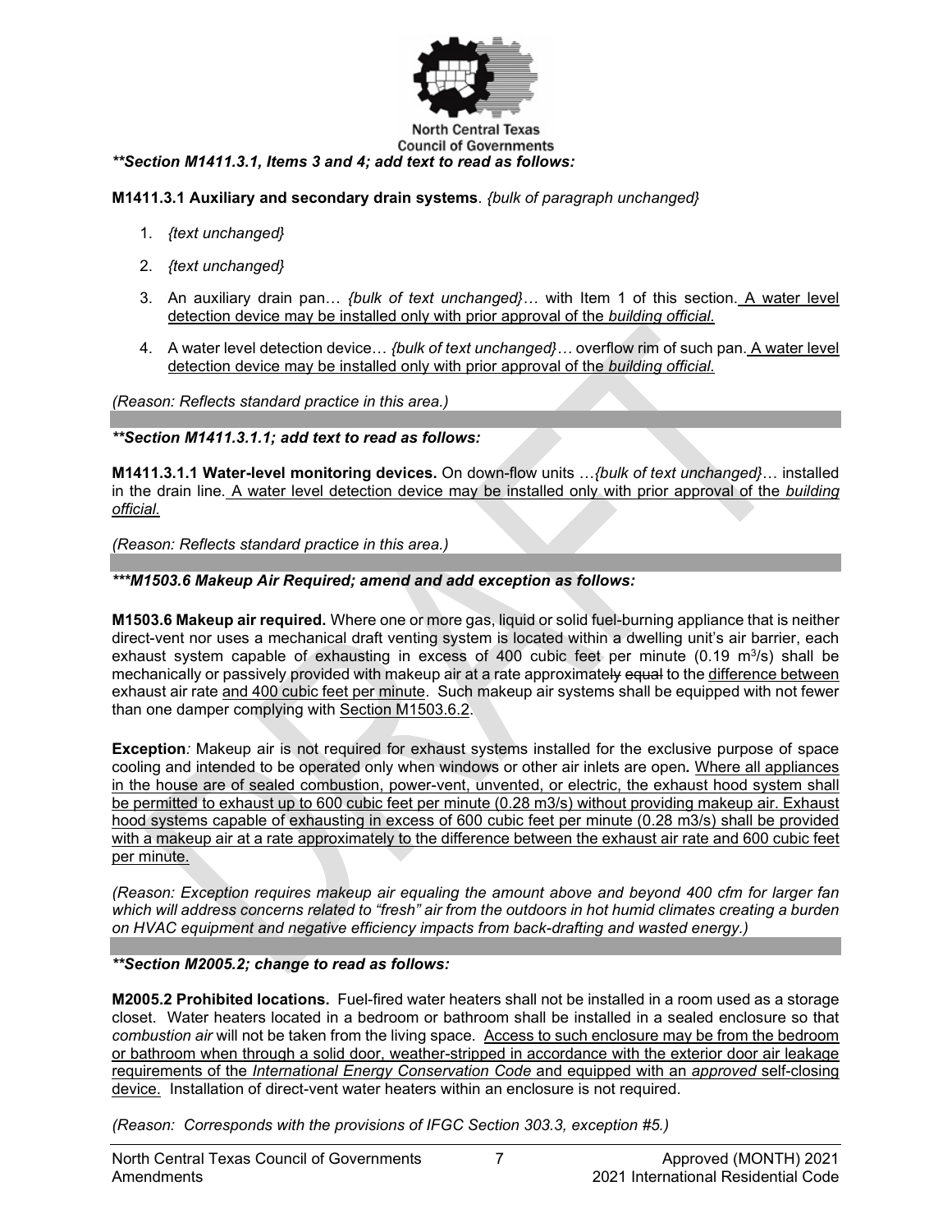***Section M1411.3.1, Items 3 and 4; add text to read as follows:**

**M1411.3.1 Auxiliary and secondary drain systems**. *{bulk of paragraph unchanged}*

1. *{text unchanged}*
2. *{text unchanged}*
3. An auxiliary drain pan… *{bulk of text unchanged}…* with Item 1 of this section. <u>A water level detection device may be installed only with prior approval of the *building official*.</u>
4. A water level detection device… *{bulk of text unchanged}…* overflow rim of such pan. <u>A water level detection device may be installed only with prior approval of the *building official*.</u>

*(Reason: Reflects standard practice in this area.)*

***Section M1411.3.1.1; add text to read as follows:**

**M1411.3.1.1 Water-level monitoring devices.** On down-flow units …*{bulk of text unchanged}*… installed in the drain line. <u>A water level detection device may be installed only with prior approval of the *building official*.</u>

*(Reason: Reflects standard practice in this area.)*

****M1503.6 Makeup Air Required; amend and add exception as follows:**

**M1503.6 Makeup air required.** Where one or more gas, liquid or solid fuel-burning appliance that is neither direct-vent nor uses a mechanical draft venting system is located within a dwelling unit's air barrier, each exhaust system capable of exhausting in excess of 400 cubic feet per minute (0.19 $m^3/s$) shall be mechanically or passively provided with makeup air at a rate approximately ~~equal~~ to the <u>difference between</u> exhaust air rate <u>and 400 cubic feet per minute</u>. Such makeup air systems shall be equipped with not fewer than one damper complying with <u>Section M1503.6.2</u>.

**Exception***:* Makeup air is not required for exhaust systems installed for the exclusive purpose of space cooling and intended to be operated only when windows or other air inlets are open*.* <u>Where all appliances in the house are of sealed combustion, power-vent, unvented, or electric, the exhaust hood system shall be permitted to exhaust up to 600 cubic feet per minute (0.28 m3/s) without providing makeup air. Exhaust hood systems capable of exhausting in excess of 600 cubic feet per minute (0.28 m3/s) shall be provided with a makeup air at a rate approximately to the difference between the exhaust air rate and 600 cubic feet per minute.</u>

*(Reason: Exception requires makeup air equaling the amount above and beyond 400 cfm for larger fan which will address concerns related to "fresh" air from the outdoors in hot humid climates creating a burden on HVAC equipment and negative efficiency impacts from back-drafting and wasted energy.)*

***Section M2005.2; change to read as follows:**

**M2005.2 Prohibited locations.** Fuel-fired water heaters shall not be installed in a room used as a storage closet. Water heaters located in a bedroom or bathroom shall be installed in a sealed enclosure so that *combustion air* will not be taken from the living space. <u>Access to such enclosure may be from the bedroom or bathroom when through a solid door, weather-stripped in accordance with the exterior door air leakage requirements of the *International Energy Conservation Code* and equipped with an *approved* self-closing device.</u> Installation of direct-vent water heaters within an enclosure is not required.

*(Reason: Corresponds with the provisions of IFGC Section 303.3, exception #5.)*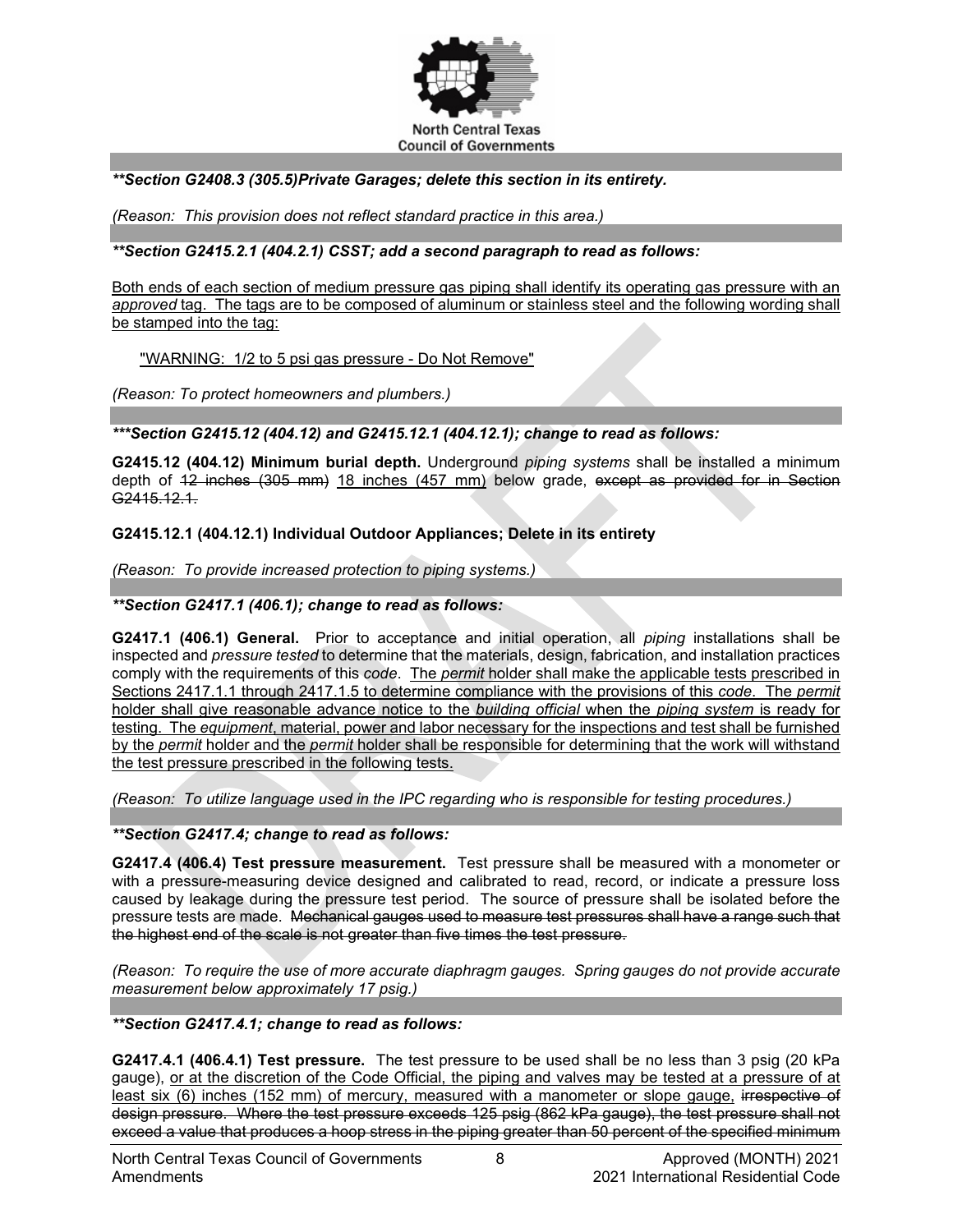***Section G2408.3 (305.5)Private Garages; delete this section in its entirety.**

*(Reason: This provision does not reflect standard practice in this area.)*

***Section G2415.2.1 (404.2.1) CSST; add a second paragraph to read as follows:**

<u>Both ends of each section of medium pressure gas piping shall identify its operating gas pressure with an *approved* tag. The tags are to be composed of aluminum or stainless steel and the following wording shall be stamped into the tag:</u>

<u>"WARNING: 1/2 to 5 psi gas pressure - Do Not Remove"</u>

*(Reason: To protect homeowners and plumbers.)*

****Section G2415.12 (404.12) and G2415.12.1 (404.12.1); change to read as follows:**

**G2415.12 (404.12) Minimum burial depth.** Underground *piping systems* shall be installed a minimum depth of ~~12 inches (305 mm)~~ <u>18 inches (457 mm)</u> below grade, ~~except as provided for in Section G2415.12.1.~~

**G2415.12.1 (404.12.1) Individual Outdoor Appliances; Delete in its entirety**

*(Reason: To provide increased protection to piping systems.)*

***Section G2417.1 (406.1); change to read as follows:**

**G2417.1 (406.1) General.** Prior to acceptance and initial operation, all *piping* installations shall be inspected and *pressure tested* to determine that the materials, design, fabrication, and installation practices comply with the requirements of this *code*. <u>The *permit* holder shall make the applicable tests prescribed in Sections 2417.1.1 through 2417.1.5 to determine compliance with the provisions of this *code*. The *permit* holder shall give reasonable advance notice to the *building official* when the *piping system* is ready for testing. The *equipment*, material, power and labor necessary for the inspections and test shall be furnished by the *permit* holder and the *permit* holder shall be responsible for determining that the work will withstand the test pressure prescribed in the following tests.</u>

*(Reason: To utilize language used in the IPC regarding who is responsible for testing procedures.)*

***Section G2417.4; change to read as follows:**

**G2417.4 (406.4) Test pressure measurement.** Test pressure shall be measured with a monometer or with a pressure-measuring device designed and calibrated to read, record, or indicate a pressure loss caused by leakage during the pressure test period. The source of pressure shall be isolated before the pressure tests are made. ~~Mechanical gauges used to measure test pressures shall have a range such that the highest end of the scale is not greater than five times the test pressure.~~

*(Reason: To require the use of more accurate diaphragm gauges. Spring gauges do not provide accurate measurement below approximately 17 psig.)*

***Section G2417.4.1; change to read as follows:**

**G2417.4.1 (406.4.1) Test pressure.** The test pressure to be used shall be no less than 3 psig (20 kPa gauge), <u>or at the discretion of the Code Official, the piping and valves may be tested at a pressure of at least six (6) inches (152 mm) of mercury, measured with a manometer or slope gauge,</u> ~~irrespective of design pressure. Where the test pressure exceeds 125 psig (862 kPa gauge), the test pressure shall not exceed a value that produces a hoop stress in the piping greater than 50 percent of the specified minimum~~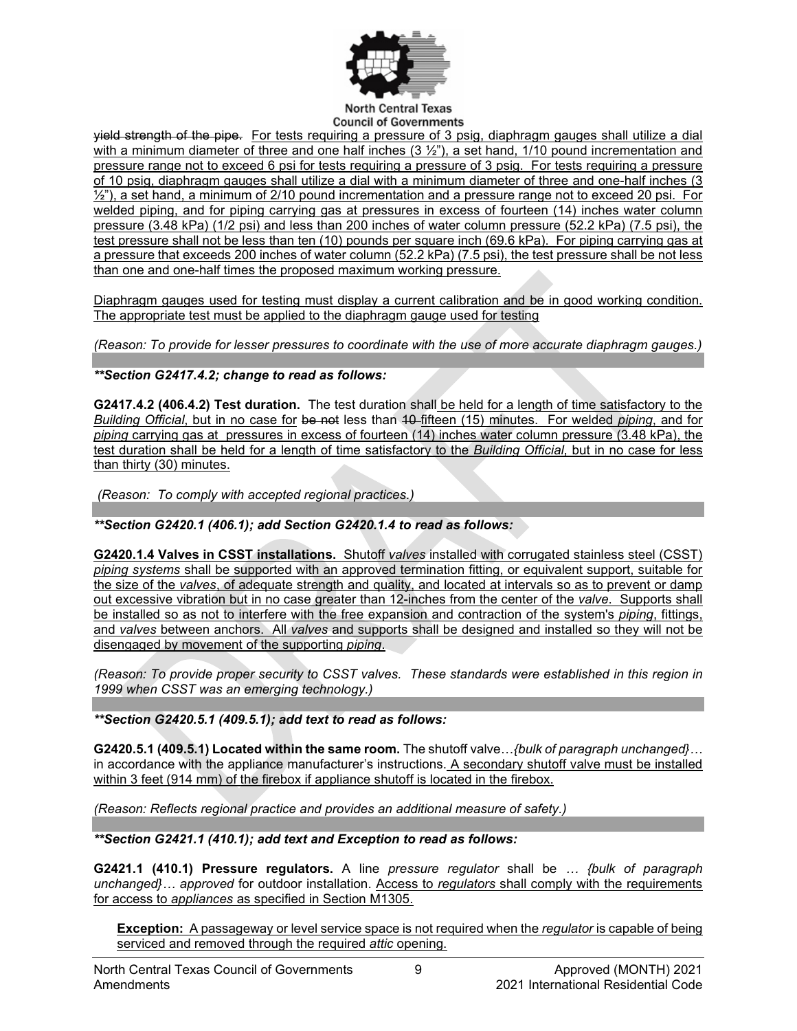~~yield strength of the pipe.~~ For tests requiring a pressure of 3 psig, diaphragm gauges shall utilize a dial with a minimum diameter of three and one half inches (3 ½"), a set hand, 1/10 pound incrementation and pressure range not to exceed 6 psi for tests requiring a pressure of 3 psig. For tests requiring a pressure of 10 psig, diaphragm gauges shall utilize a dial with a minimum diameter of three and one-half inches (3 ½"), a set hand, a minimum of 2/10 pound incrementation and a pressure range not to exceed 20 psi. For welded piping, and for piping carrying gas at pressures in excess of fourteen (14) inches water column pressure (3.48 kPa) (1/2 psi) and less than 200 inches of water column pressure (52.2 kPa) (7.5 psi), the test pressure shall not be less than ten (10) pounds per square inch (69.6 kPa). For piping carrying gas at a pressure that exceeds 200 inches of water column (52.2 kPa) (7.5 psi), the test pressure shall be not less than one and one-half times the proposed maximum working pressure.

Diaphragm gauges used for testing must display a current calibration and be in good working condition. The appropriate test must be applied to the diaphragm gauge used for testing

*(Reason: To provide for lesser pressures to coordinate with the use of more accurate diaphragm gauges.)*

***\*\*Section G2417.4.2; change to read as follows:***

**G2417.4.2 (406.4.2) Test duration.** The test duration shall be held for a length of time satisfactory to the *Building Official*, but in no case for ~~be not~~ less than ~~10~~ fifteen (15) minutes. For welded *piping*, and for *piping* carrying gas at pressures in excess of fourteen (14) inches water column pressure (3.48 kPa), the test duration shall be held for a length of time satisfactory to the *Building Official*, but in no case for less than thirty (30) minutes.

*(Reason: To comply with accepted regional practices.)*

***\*\*Section G2420.1 (406.1); add Section G2420.1.4 to read as follows:***

**G2420.1.4 Valves in CSST installations.** Shutoff *valves* installed with corrugated stainless steel (CSST) *piping systems* shall be supported with an approved termination fitting, or equivalent support, suitable for the size of the *valves*, of adequate strength and quality, and located at intervals so as to prevent or damp out excessive vibration but in no case greater than 12-inches from the center of the *valve*. Supports shall be installed so as not to interfere with the free expansion and contraction of the system's *piping*, fittings, and *valves* between anchors. All *valves* and supports shall be designed and installed so they will not be disengaged by movement of the supporting *piping*.

*(Reason: To provide proper security to CSST valves. These standards were established in this region in 1999 when CSST was an emerging technology.)*

***\*\*Section G2420.5.1 (409.5.1); add text to read as follows:***

**G2420.5.1 (409.5.1) Located within the same room.** The shutoff valve…*{bulk of paragraph unchanged}*… in accordance with the appliance manufacturer's instructions. A secondary shutoff valve must be installed within 3 feet (914 mm) of the firebox if appliance shutoff is located in the firebox.

*(Reason: Reflects regional practice and provides an additional measure of safety.)*

***\*\*Section G2421.1 (410.1); add text and Exception to read as follows:***

**G2421.1 (410.1) Pressure regulators.** A line *pressure regulator* shall be *… {bulk of paragraph unchanged}… approved* for outdoor installation. Access to *regulators* shall comply with the requirements for access to *appliances* as specified in Section M1305.

> **Exception:** A passageway or level service space is not required when the *regulator* is capable of being serviced and removed through the required *attic* opening.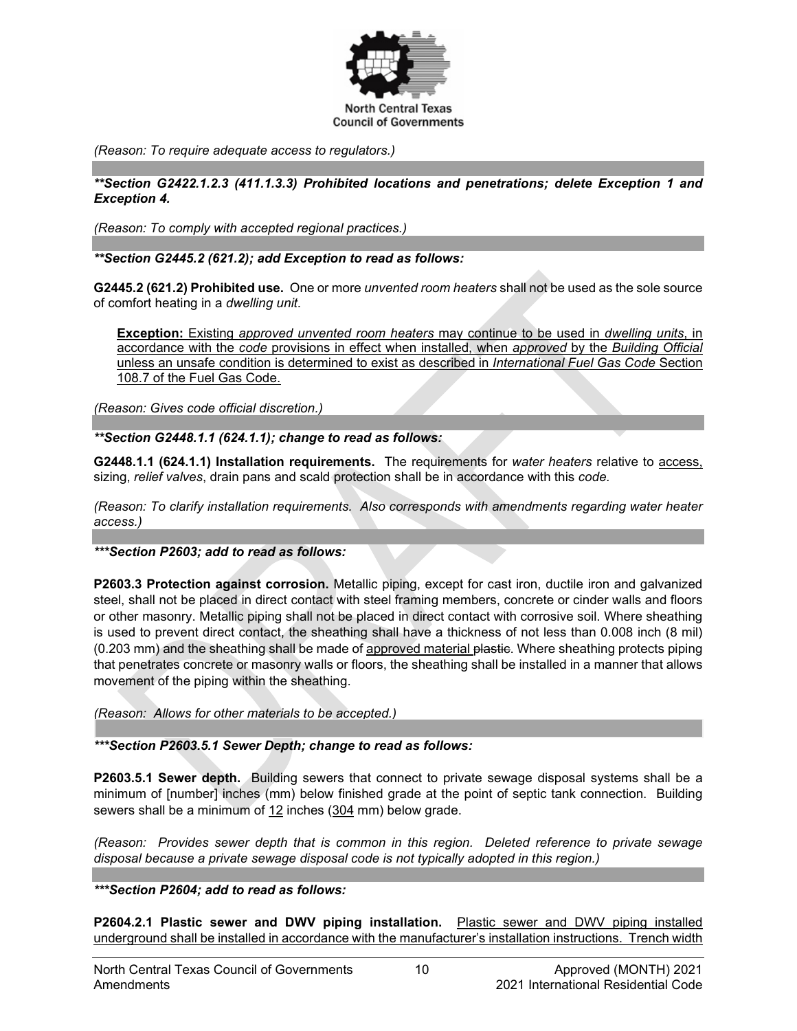*(Reason: To require adequate access to regulators.)*

***\*\*Section G2422.1.2.3 (411.1.3.3) Prohibited locations and penetrations; delete Exception 1 and Exception 4.***

*(Reason: To comply with accepted regional practices.)*

***\*\*Section G2445.2 (621.2); add Exception to read as follows:***

**G2445.2 (621.2) Prohibited use.** One or more *unvented room heaters* shall not be used as the sole source of comfort heating in a *dwelling unit*.

> **Exception:** Existing *approved unvented room heaters* may continue to be used in *dwelling units*, in accordance with the *code* provisions in effect when installed, when *approved* by the *Building Official* unless an unsafe condition is determined to exist as described in *International Fuel Gas Code* Section 108.7 of the Fuel Gas Code.

*(Reason: Gives code official discretion.)*

***\*\*Section G2448.1.1 (624.1.1); change to read as follows:***

**G2448.1.1 (624.1.1) Installation requirements.** The requirements for *water heaters* relative to access, sizing, *relief valves*, drain pans and scald protection shall be in accordance with this *code.*

*(Reason: To clarify installation requirements. Also corresponds with amendments regarding water heater access.)*

***\*\*\*Section P2603; add to read as follows:***

**P2603.3 Protection against corrosion.** Metallic piping, except for cast iron, ductile iron and galvanized steel, shall not be placed in direct contact with steel framing members, concrete or cinder walls and floors or other masonry. Metallic piping shall not be placed in direct contact with corrosive soil. Where sheathing is used to prevent direct contact, the sheathing shall have a thickness of not less than 0.008 inch (8 mil) (0.203 mm) and the sheathing shall be made of approved material ~~plastic~~. Where sheathing protects piping that penetrates concrete or masonry walls or floors, the sheathing shall be installed in a manner that allows movement of the piping within the sheathing.

*(Reason: Allows for other materials to be accepted.)*

***\*\*\*Section P2603.5.1 Sewer Depth; change to read as follows:***

**P2603.5.1 Sewer depth.** Building sewers that connect to private sewage disposal systems shall be a minimum of [number] inches (mm) below finished grade at the point of septic tank connection. Building sewers shall be a minimum of 12 inches (304 mm) below grade.

*(Reason: Provides sewer depth that is common in this region. Deleted reference to private sewage disposal because a private sewage disposal code is not typically adopted in this region.)*

***\*\*\*Section P2604; add to read as follows:***

**P2604.2.1 Plastic sewer and DWV piping installation.** Plastic sewer and DWV piping installed underground shall be installed in accordance with the manufacturer's installation instructions. Trench width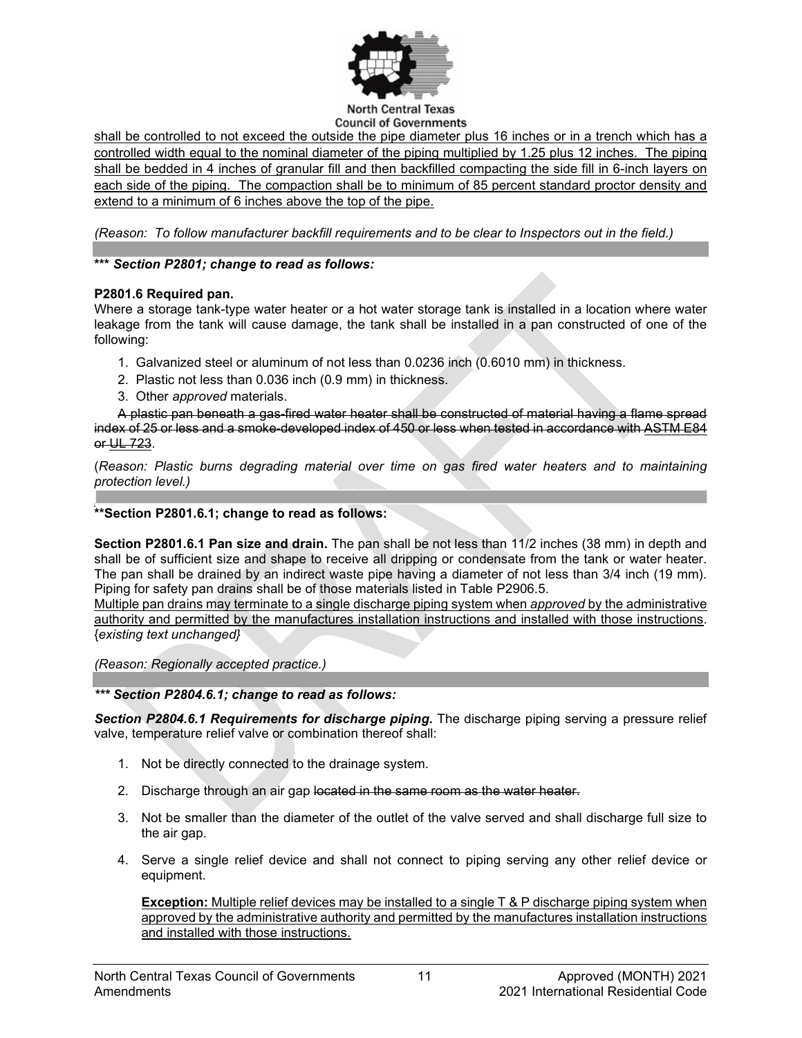<u>shall be controlled to not exceed the outside the pipe diameter plus 16 inches or in a trench which has a controlled width equal to the nominal diameter of the piping multiplied by 1.25 plus 12 inches. The piping shall be bedded in 4 inches of granular fill and then backfilled compacting the side fill in 6-inch layers on each side of the piping. The compaction shall be to minimum of 85 percent standard proctor density and extend to a minimum of 6 inches above the top of the pipe.</u>

*(Reason: To follow manufacturer backfill requirements and to be clear to Inspectors out in the field.)*

**\*\*\*** ***Section P2801; change to read as follows:***

**P2801.6 Required pan.**
Where a storage tank-type water heater or a hot water storage tank is installed in a location where water leakage from the tank will cause damage, the tank shall be installed in a pan constructed of one of the following:

1. Galvanized steel or aluminum of not less than 0.0236 inch (0.6010 mm) in thickness.
2. Plastic not less than 0.036 inch (0.9 mm) in thickness.
3. Other *approved* materials.

~~A plastic pan beneath a gas-fired water heater shall be constructed of material having a flame spread index of 25 or less and a smoke-developed index of 450 or less when tested in accordance with~~ <u>~~ASTM E84~~</u> ~~or~~ <u>~~UL 723~~</u>.

(*Reason: Plastic burns degrading material over time on gas fired water heaters and to maintaining protection level.)*

**\*\*Section P2801.6.1; change to read as follows:**

**Section P2801.6.1 Pan size and drain.** The pan shall be not less than 11/2 inches (38 mm) in depth and shall be of sufficient size and shape to receive all dripping or condensate from the tank or water heater. The pan shall be drained by an indirect waste pipe having a diameter of not less than 3/4 inch (19 mm). Piping for safety pan drains shall be of those materials listed in Table P2906.5.
<u>Multiple pan drains may terminate to a single discharge piping system when *approved* by the administrative authority and permitted by the manufactures installation instructions and installed with those instructions</u>. {*existing text unchanged}*

*(Reason: Regionally accepted practice.)*

***\*\*\* Section P2804.6.1; change to read as follows:***

***Section P2804.6.1 Requirements for discharge piping.*** The discharge piping serving a pressure relief valve, temperature relief valve or combination thereof shall:

1. Not be directly connected to the drainage system.
2. Discharge through an air gap ~~located in the same room as the water heater.~~
3. Not be smaller than the diameter of the outlet of the valve served and shall discharge full size to the air gap.
4. Serve a single relief device and shall not connect to piping serving any other relief device or equipment.

   **<u>Exception:</u>** <u>Multiple relief devices may be installed to a single T & P discharge piping system when approved by the administrative authority and permitted by the manufactures installation instructions and installed with those instructions.</u>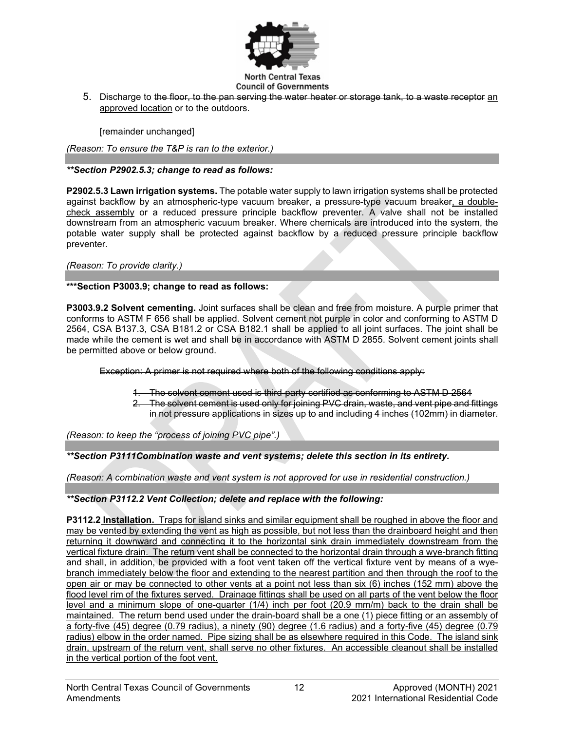5. Discharge to ~~the floor, to the pan serving the water heater or storage tank, to a waste receptor~~ <u>an approved location</u> or to the outdoors.

   [remainder unchanged]

*(Reason: To ensure the T&P is ran to the exterior.)*

***\*\*Section P2902.5.3; change to read as follows:***

**P2902.5.3 Lawn irrigation systems.** The potable water supply to lawn irrigation systems shall be protected against backflow by an atmospheric-type vacuum breaker, a pressure-type vacuum breaker<u>, a double-check assembly</u> or a reduced pressure principle backflow preventer. A valve shall not be installed downstream from an atmospheric vacuum breaker. Where chemicals are introduced into the system, the potable water supply shall be protected against backflow by a reduced pressure principle backflow preventer.

*(Reason: To provide clarity.)*

**\*\*\*Section P3003.9; change to read as follows:**

**P3003.9.2 Solvent cementing.** Joint surfaces shall be clean and free from moisture. A purple primer that conforms to ASTM F 656 shall be applied. Solvent cement not purple in color and conforming to ASTM D 2564, CSA B137.3, CSA B181.2 or CSA B182.1 shall be applied to all joint surfaces. The joint shall be made while the cement is wet and shall be in accordance with ASTM D 2855. Solvent cement joints shall be permitted above or below ground.

~~Exception: A primer is not required where both of the following conditions apply:~~

1. ~~The solvent cement used is third-party certified as conforming to ASTM D 2564~~
2. ~~The solvent cement is used only for joining PVC drain, waste, and vent pipe and fittings in not pressure applications in sizes up to and including 4 inches (102mm) in diameter.~~

*(Reason: to keep the "process of joining PVC pipe".)*

***\*\*Section P3111Combination waste and vent systems; delete this section in its entirety.***

*(Reason: A combination waste and vent system is not approved for use in residential construction.)*

***\*\*Section P3112.2 Vent Collection; delete and replace with the following:***

<u>**P3112.2 Installation.** Traps for island sinks and similar equipment shall be roughed in above the floor and may be vented by extending the vent as high as possible, but not less than the drainboard height and then returning it downward and connecting it to the horizontal sink drain immediately downstream from the vertical fixture drain. The return vent shall be connected to the horizontal drain through a wye-branch fitting and shall, in addition, be provided with a foot vent taken off the vertical fixture vent by means of a wye-branch immediately below the floor and extending to the nearest partition and then through the roof to the open air or may be connected to other vents at a point not less than six (6) inches (152 mm) above the flood level rim of the fixtures served. Drainage fittings shall be used on all parts of the vent below the floor level and a minimum slope of one-quarter (1/4) inch per foot (20.9 mm/m) back to the drain shall be maintained. The return bend used under the drain-board shall be a one (1) piece fitting or an assembly of a forty-five (45) degree (0.79 radius), a ninety (90) degree (1.6 radius) and a forty-five (45) degree (0.79 radius) elbow in the order named. Pipe sizing shall be as elsewhere required in this Code. The island sink drain, upstream of the return vent, shall serve no other fixtures. An accessible cleanout shall be installed in the vertical portion of the foot vent.</u>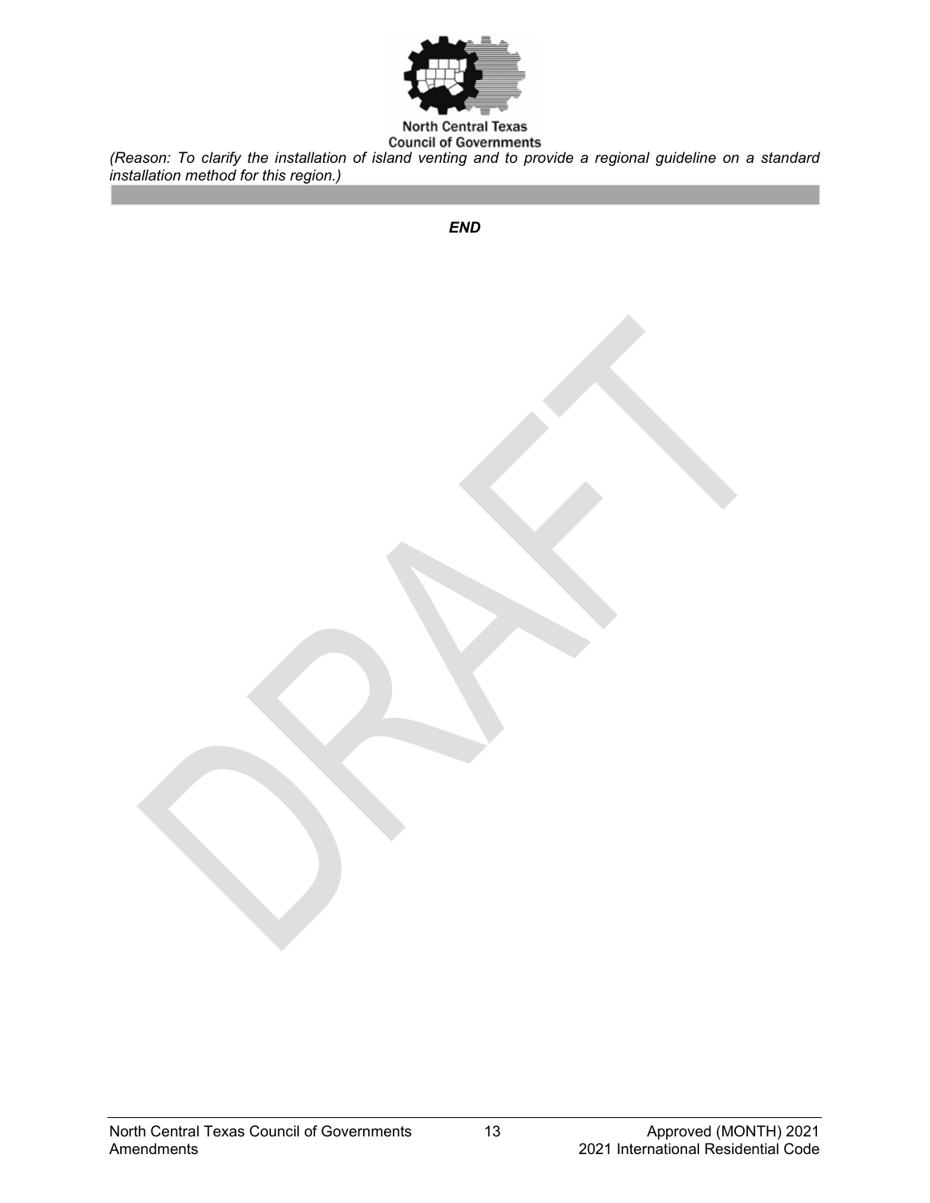*(Reason: To clarify the installation of island venting and to provide a regional guideline on a standard installation method for this region.)*

***END***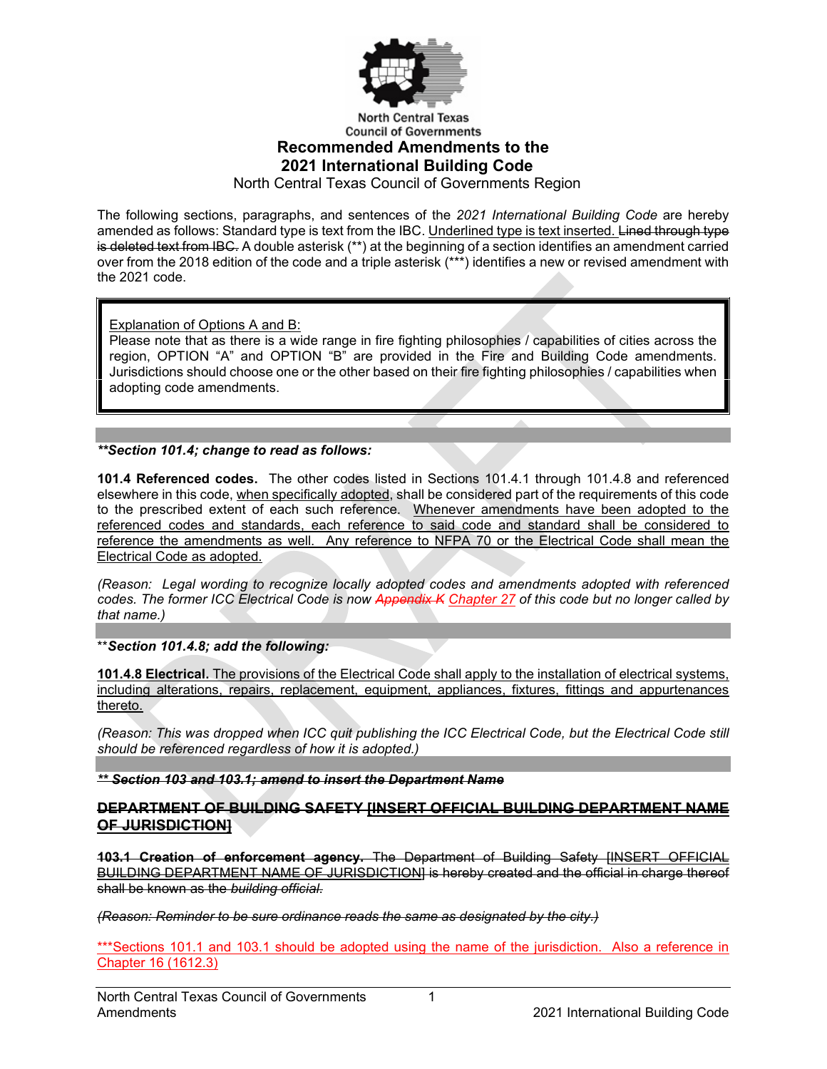North Central Texas Council of Governments

# Recommended Amendments to the 2021 International Building Code

North Central Texas Council of Governments Region

The following sections, paragraphs, and sentences of the *2021 International Building Code* are hereby amended as follows: Standard type is text from the IBC. <u>Underlined type is text inserted.</u> ~~Lined through type is deleted text from IBC.~~ A double asterisk (**) at the beginning of a section identifies an amendment carried over from the 2018 edition of the code and a triple asterisk (***) identifies a new or revised amendment with the 2021 code.

> <u>Explanation of Options A and B:</u>
> Please note that as there is a wide range in fire fighting philosophies / capabilities of cities across the region, OPTION "A" and OPTION "B" are provided in the Fire and Building Code amendments. Jurisdictions should choose one or the other based on their fire fighting philosophies / capabilities when adopting code amendments.

***\*\*Section 101.4; change to read as follows:***

**101.4 Referenced codes.** The other codes listed in Sections 101.4.1 through 101.4.8 and referenced elsewhere in this code, <u>when specifically adopted</u>, shall be considered part of the requirements of this code to the prescribed extent of each such reference. <u>Whenever amendments have been adopted to the referenced codes and standards, each reference to said code and standard shall be considered to reference the amendments as well. Any reference to NFPA 70 or the Electrical Code shall mean the Electrical Code as adopted.</u>

*(Reason: Legal wording to recognize locally adopted codes and amendments adopted with referenced codes. The former ICC Electrical Code is now ~~Appendix K~~ <u>Chapter 27</u> of this code but no longer called by that name.)*

\*\****Section 101.4.8; add the following:***

<u>**101.4.8 Electrical.** The provisions of the Electrical Code shall apply to the installation of electrical systems, including alterations, repairs, replacement, equipment, appliances, fixtures, fittings and appurtenances thereto.</u>

*(Reason: This was dropped when ICC quit publishing the ICC Electrical Code, but the Electrical Code still should be referenced regardless of how it is adopted.)*

***~~\*\* Section 103 and 103.1; amend to insert the Department Name~~***

**~~DEPARTMENT OF BUILDING SAFETY [INSERT OFFICIAL BUILDING DEPARTMENT NAME OF JURISDICTION]~~**

~~**103.1 Creation of enforcement agency.** The Department of Building Safety [INSERT OFFICIAL BUILDING DEPARTMENT NAME OF JURISDICTION] is hereby created and the official in charge thereof shall be known as the *building official.*~~

*~~(Reason: Reminder to be sure ordinance reads the same as designated by the city.)~~*

<u>***Sections 101.1 and 103.1 should be adopted using the name of the jurisdiction. Also a reference in Chapter 16 (1612.3)</u>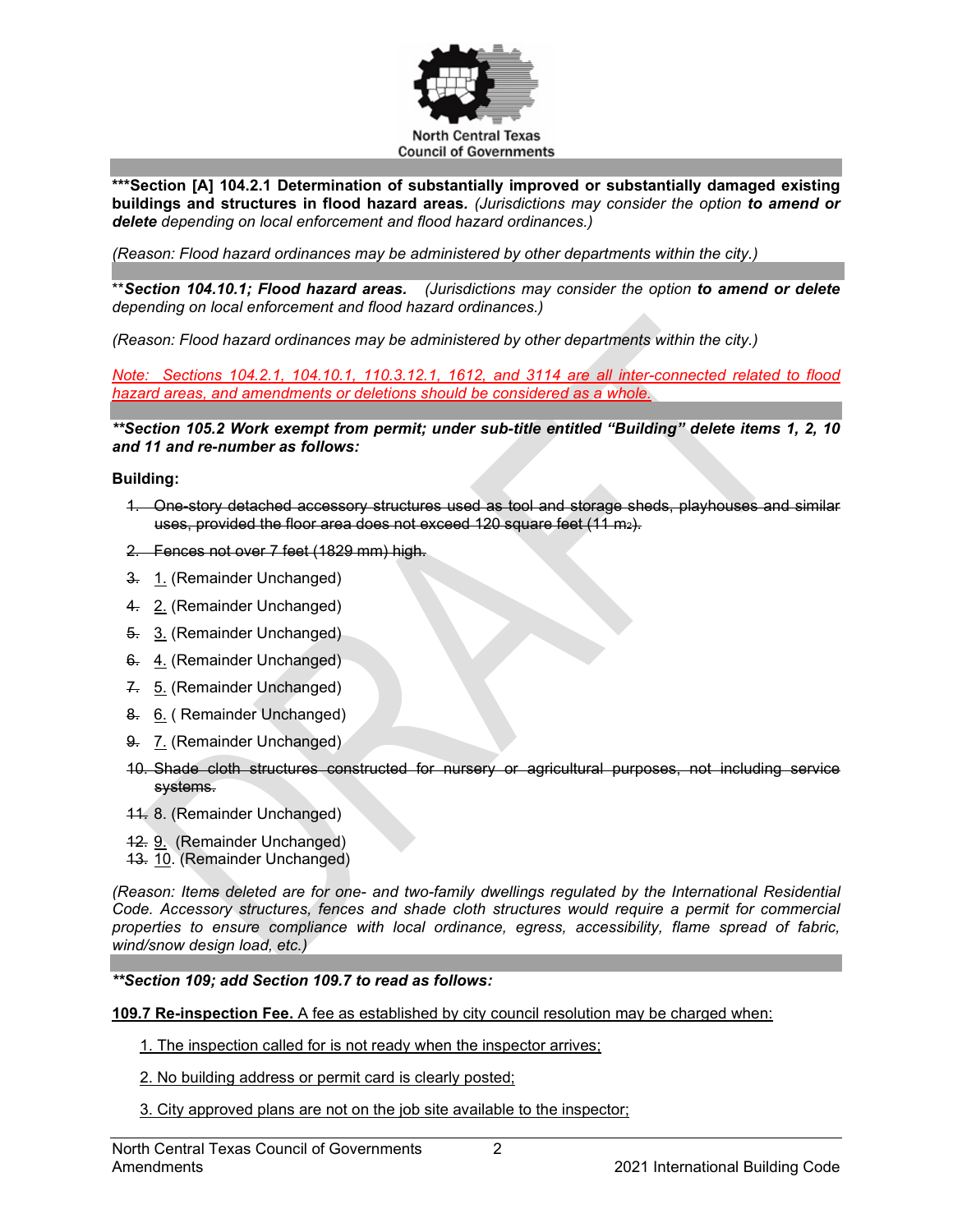***Section [A] 104.2.1 Determination of substantially improved or substantially damaged existing buildings and structures in flood hazard areas.** *(Jurisdictions may consider the option* ***to amend or delete*** *depending on local enforcement and flood hazard ordinances.)*

*(Reason: Flood hazard ordinances may be administered by other departments within the city.)*

\*\****Section 104.10.1; Flood hazard areas.*** *(Jurisdictions may consider the option* ***to amend or delete*** *depending on local enforcement and flood hazard ordinances.)*

*(Reason: Flood hazard ordinances may be administered by other departments within the city.)*

<u>*Note: Sections 104.2.1, 104.10.1, 110.3.12.1, 1612, and 3114 are all inter-connected related to flood hazard areas, and amendments or deletions should be considered as a whole.*</u>

***\*\*Section 105.2 Work exempt from permit; under sub-title entitled "Building" delete items 1, 2, 10 and 11 and re-number as follows:***

**Building:**

~~1. One-story detached accessory structures used as tool and storage sheds, playhouses and similar uses, provided the floor area does not exceed 120 square feet (11 m2).~~

~~2. Fences not over 7 feet (1829 mm) high.~~

~~3.~~ <u>1.</u> (Remainder Unchanged)

~~4.~~ <u>2.</u> (Remainder Unchanged)

~~5.~~ <u>3.</u> (Remainder Unchanged)

~~6.~~ <u>4.</u> (Remainder Unchanged)

~~7.~~ <u>5.</u> (Remainder Unchanged)

~~8.~~ <u>6.</u> ( Remainder Unchanged)

~~9.~~ <u>7.</u> (Remainder Unchanged)

~~10. Shade cloth structures constructed for nursery or agricultural purposes, not including service systems.~~

~~11.~~ 8. (Remainder Unchanged)

~~12.~~ <u>9.</u> (Remainder Unchanged)

~~13.~~ <u>10</u>. (Remainder Unchanged)

*(Reason: Items deleted are for one- and two-family dwellings regulated by the International Residential Code. Accessory structures, fences and shade cloth structures would require a permit for commercial properties to ensure compliance with local ordinance, egress, accessibility, flame spread of fabric, wind/snow design load, etc.)*

***\*\*Section 109; add Section 109.7 to read as follows:***

<u>**109.7 Re-inspection Fee.** A fee as established by city council resolution may be charged when:</u>

<u>1. The inspection called for is not ready when the inspector arrives;</u>

<u>2. No building address or permit card is clearly posted;</u>

<u>3. City approved plans are not on the job site available to the inspector;</u>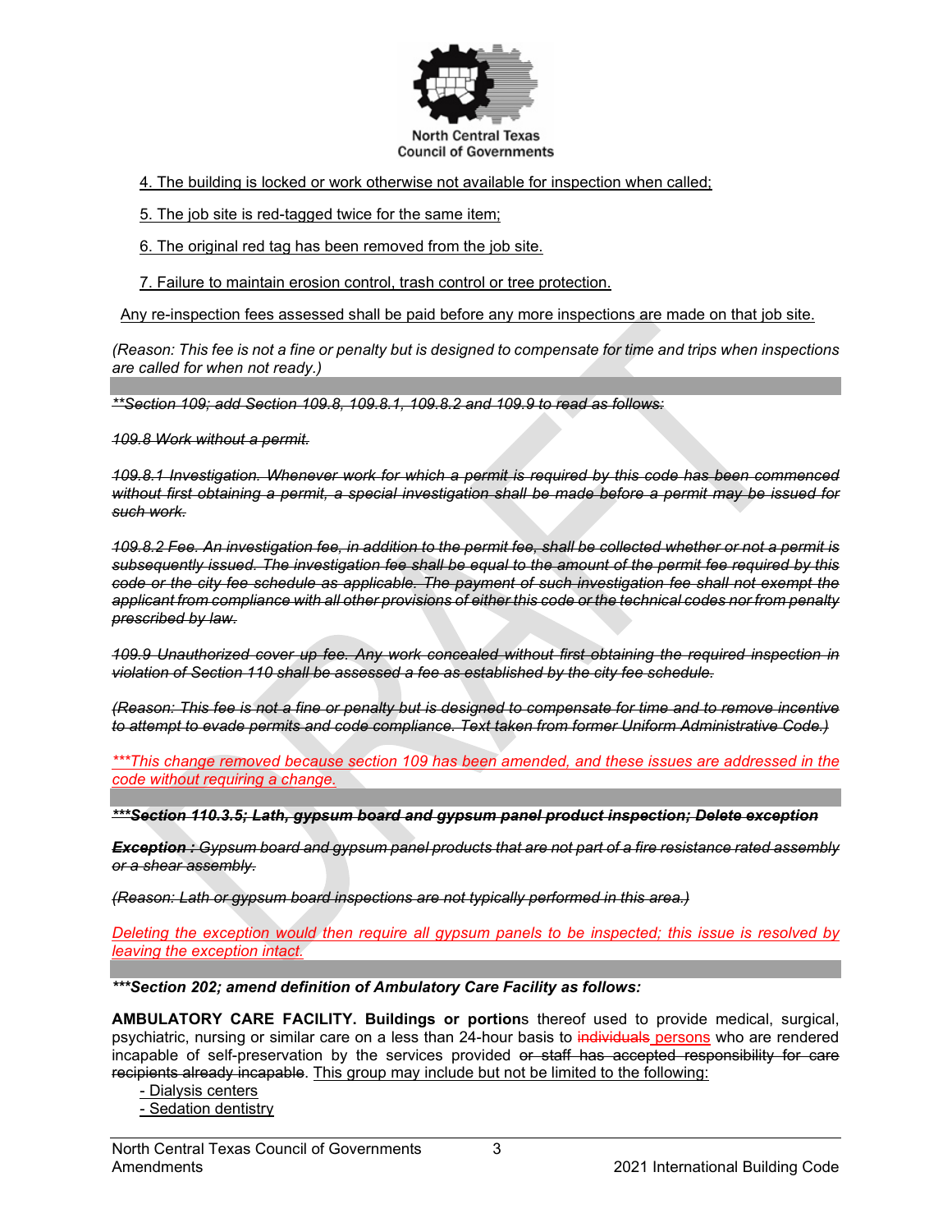4. The building is locked or work otherwise not available for inspection when called;

5. The job site is red-tagged twice for the same item;

6. The original red tag has been removed from the job site.

7. Failure to maintain erosion control, trash control or tree protection.

Any re-inspection fees assessed shall be paid before any more inspections are made on that job site.

*(Reason: This fee is not a fine or penalty but is designed to compensate for time and trips when inspections are called for when not ready.)*

---

~~***\*\*Section 109; add Section 109.8, 109.8.1, 109.8.2 and 109.9 to read as follows:***~~

~~*109.8 Work without a permit.*~~

~~*109.8.1 Investigation. Whenever work for which a permit is required by this code has been commenced without first obtaining a permit, a special investigation shall be made before a permit may be issued for such work.*~~

~~*109.8.2 Fee. An investigation fee, in addition to the permit fee, shall be collected whether or not a permit is subsequently issued. The investigation fee shall be equal to the amount of the permit fee required by this code or the city fee schedule as applicable. The payment of such investigation fee shall not exempt the applicant from compliance with all other provisions of either this code or the technical codes nor from penalty prescribed by law.*~~

~~*109.9 Unauthorized cover up fee. Any work concealed without first obtaining the required inspection in violation of Section 110 shall be assessed a fee as established by the city fee schedule.*~~

~~*(Reason: This fee is not a fine or penalty but is designed to compensate for time and to remove incentive to attempt to evade permits and code compliance. Text taken from former Uniform Administrative Code.)*~~

*\*\*\*This change removed because section 109 has been amended, and these issues are addressed in the code without requiring a change.*

---

~~***\*\*\*Section 110.3.5; Lath, gypsum board and gypsum panel product inspection; Delete exception***~~

~~***Exception :** Gypsum board and gypsum panel products that are not part of a fire resistance rated assembly or a shear assembly.*~~

~~*(Reason: Lath or gypsum board inspections are not typically performed in this area.)*~~

*Deleting the exception would then require all gypsum panels to be inspected; this issue is resolved by leaving the exception intact.*

---

***\*\*\*Section 202; amend definition of Ambulatory Care Facility as follows:***

**AMBULATORY CARE FACILITY. Buildings or portion**s thereof used to provide medical, surgical, psychiatric, nursing or similar care on a less than 24-hour basis to ~~individuals~~ persons who are rendered incapable of self-preservation by the services provided ~~or staff has accepted responsibility for care recipients already incapable~~. This group may include but not be limited to the following:

- Dialysis centers
- Sedation dentistry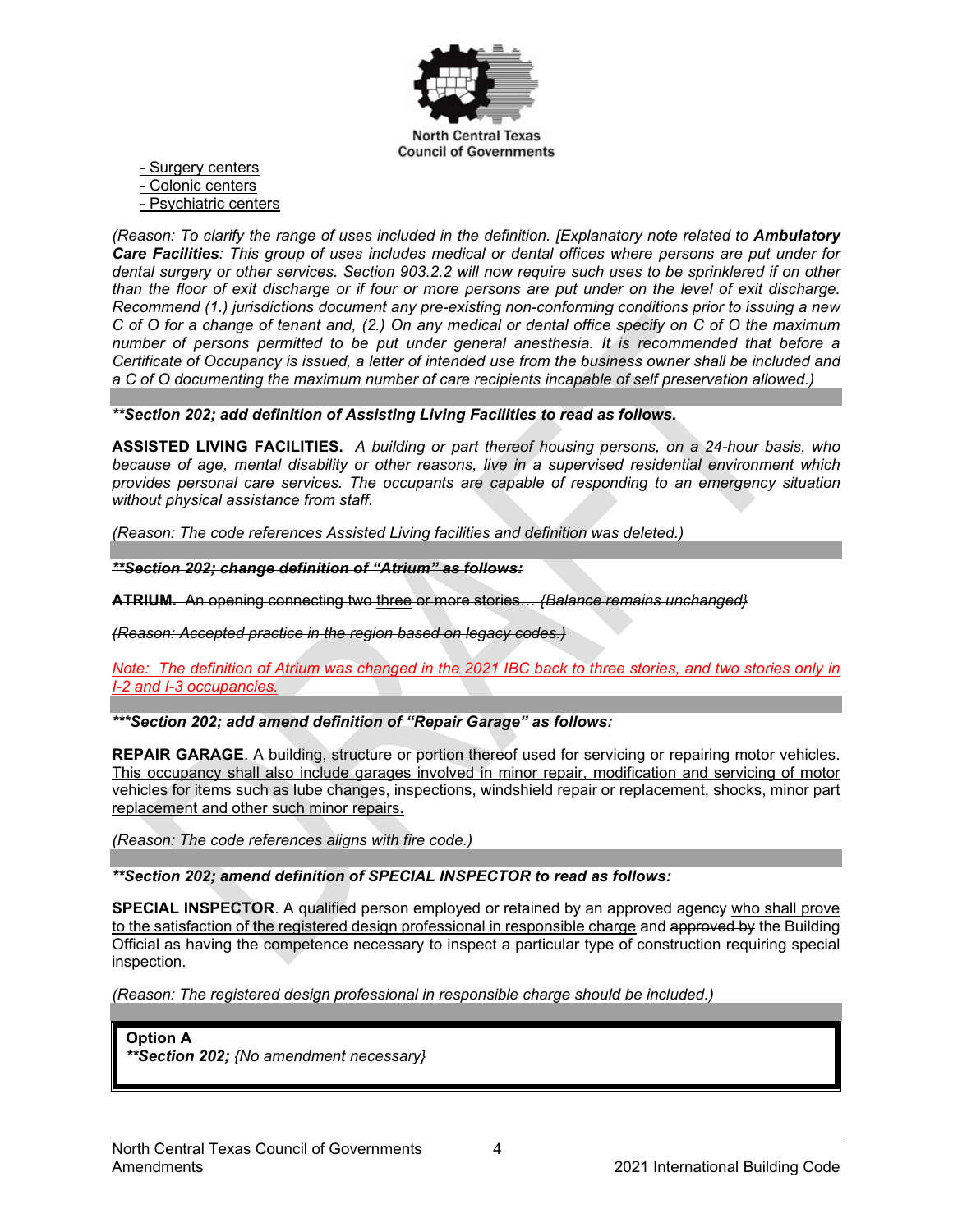- Surgery centers
- Colonic centers
- Psychiatric centers

*(Reason: To clarify the range of uses included in the definition. [Explanatory note related to **Ambulatory Care Facilities**: This group of uses includes medical or dental offices where persons are put under for dental surgery or other services. Section 903.2.2 will now require such uses to be sprinklered if on other than the floor of exit discharge or if four or more persons are put under on the level of exit discharge. Recommend (1.) jurisdictions document any pre-existing non-conforming conditions prior to issuing a new C of O for a change of tenant and, (2.) On any medical or dental office specify on C of O the maximum number of persons permitted to be put under general anesthesia. It is recommended that before a Certificate of Occupancy is issued, a letter of intended use from the business owner shall be included and a C of O documenting the maximum number of care recipients incapable of self preservation allowed.)*

***\*\*Section 202; add definition of Assisting Living Facilities to read as follows.***

**ASSISTED LIVING FACILITIES.** *A building or part thereof housing persons, on a 24-hour basis, who because of age, mental disability or other reasons, live in a supervised residential environment which provides personal care services. The occupants are capable of responding to an emergency situation without physical assistance from staff.*

*(Reason: The code references Assisted Living facilities and definition was deleted.)*

~~***\*\*Section 202; change definition of "Atrium" as follows:***~~

~~**ATRIUM.** An opening connecting two three or more stories… *{Balance remains unchanged}*~~

~~*(Reason: Accepted practice in the region based on legacy codes.)*~~

*Note: The definition of Atrium was changed in the 2021 IBC back to three stories, and two stories only in I-2 and I-3 occupancies.*

***\*\*\*Section 202; ~~add~~ amend definition of "Repair Garage" as follows:***

**REPAIR GARAGE**. A building, structure or portion thereof used for servicing or repairing motor vehicles. This occupancy shall also include garages involved in minor repair, modification and servicing of motor vehicles for items such as lube changes, inspections, windshield repair or replacement, shocks, minor part replacement and other such minor repairs.

*(Reason: The code references aligns with fire code.)*

***\*\*Section 202; amend definition of SPECIAL INSPECTOR to read as follows:***

**SPECIAL INSPECTOR**. A qualified person employed or retained by an approved agency who shall prove to the satisfaction of the registered design professional in responsible charge and ~~approved by~~ the Building Official as having the competence necessary to inspect a particular type of construction requiring special inspection.

*(Reason: The registered design professional in responsible charge should be included.)*

**Option A**
***\*\*Section 202;*** *{No amendment necessary}*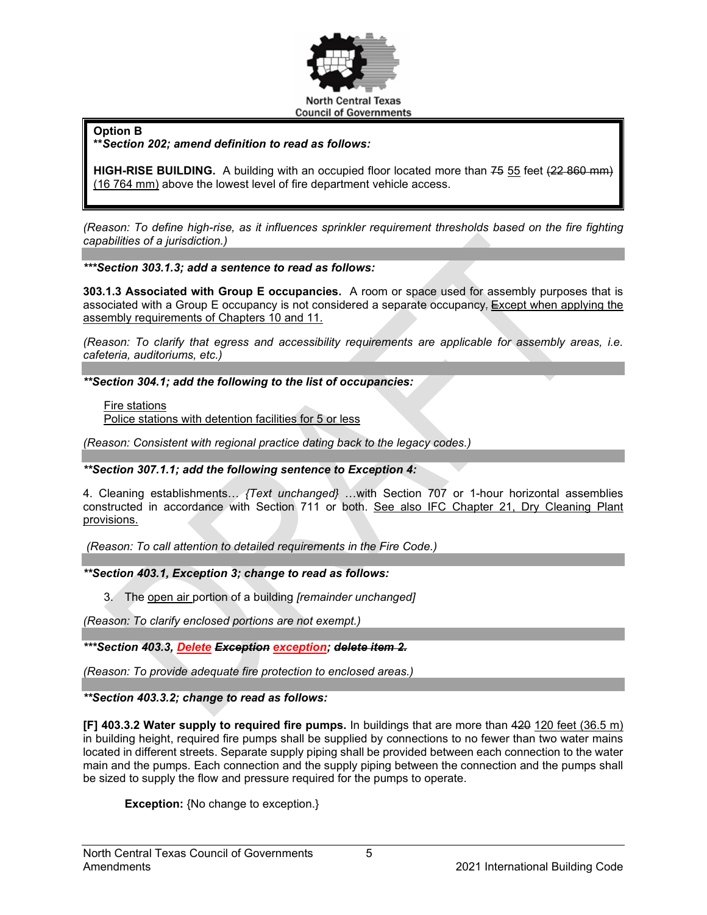**Option B**
***\*\*Section 202; amend definition to read as follows:***

**HIGH-RISE BUILDING.** A building with an occupied floor located more than ~~75~~ <u>55</u> feet ~~(22 860 mm)~~ <u>(16 764 mm)</u> above the lowest level of fire department vehicle access.

*(Reason: To define high-rise, as it influences sprinkler requirement thresholds based on the fire fighting capabilities of a jurisdiction.)*

***\*\*\*Section 303.1.3; add a sentence to read as follows:***

**303.1.3 Associated with Group E occupancies.** A room or space used for assembly purposes that is associated with a Group E occupancy is not considered a separate occupancy, <u>~~E~~except when applying the assembly requirements of Chapters 10 and 11.</u>

*(Reason: To clarify that egress and accessibility requirements are applicable for assembly areas, i.e. cafeteria, auditoriums, etc.)*

***\*\*Section 304.1; add the following to the list of occupancies:***

<u>Fire stations</u>
<u>Police stations with detention facilities for 5 or less</u>

*(Reason: Consistent with regional practice dating back to the legacy codes.)*

***\*\*Section 307.1.1; add the following sentence to Exception 4:***

4. Cleaning establishments… *{Text unchanged}* …with Section 707 or 1-hour horizontal assemblies constructed in accordance with Section 711 or both. <u>See also IFC Chapter 21, Dry Cleaning Plant provisions.</u>

*(Reason: To call attention to detailed requirements in the Fire Code.)*

***\*\*Section 403.1, Exception 3; change to read as follows:***

3. The <u>open air</u> portion of a building *[remainder unchanged]*

*(Reason: To clarify enclosed portions are not exempt.)*

***\*\*\*Section 403.3, <u>Delete</u> ~~Exception~~ <u>exception</u>; ~~delete item 2.~~***

*(Reason: To provide adequate fire protection to enclosed areas.)*

***\*\*Section 403.3.2; change to read as follows:***

**[F] 403.3.2 Water supply to required fire pumps.** In buildings that are more than ~~420~~ <u>120 feet (36.5 m)</u> in building height, required fire pumps shall be supplied by connections to no fewer than two water mains located in different streets. Separate supply piping shall be provided between each connection to the water main and the pumps. Each connection and the supply piping between the connection and the pumps shall be sized to supply the flow and pressure required for the pumps to operate.

**Exception:** {No change to exception.}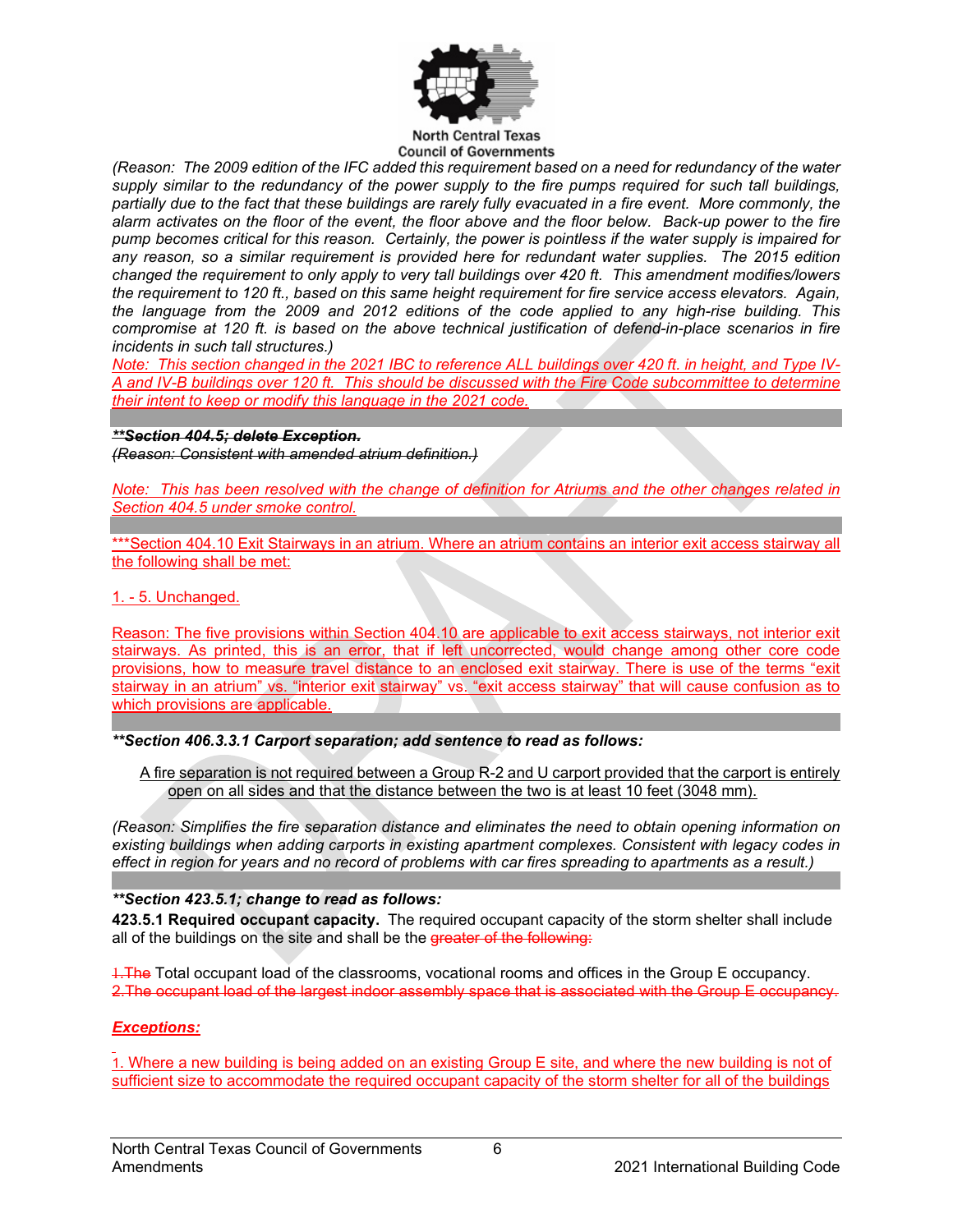*(Reason: The 2009 edition of the IFC added this requirement based on a need for redundancy of the water supply similar to the redundancy of the power supply to the fire pumps required for such tall buildings, partially due to the fact that these buildings are rarely fully evacuated in a fire event. More commonly, the alarm activates on the floor of the event, the floor above and the floor below. Back-up power to the fire pump becomes critical for this reason. Certainly, the power is pointless if the water supply is impaired for any reason, so a similar requirement is provided here for redundant water supplies. The 2015 edition changed the requirement to only apply to very tall buildings over 420 ft. This amendment modifies/lowers the requirement to 120 ft., based on this same height requirement for fire service access elevators. Again, the language from the 2009 and 2012 editions of the code applied to any high-rise building. This compromise at 120 ft. is based on the above technical justification of defend-in-place scenarios in fire incidents in such tall structures.)*

*Note: This section changed in the 2021 IBC to reference ALL buildings over 420 ft. in height, and Type IV-A and IV-B buildings over 120 ft. This should be discussed with the Fire Code subcommittee to determine their intent to keep or modify this language in the 2021 code.*

~~***\*\*Section 404.5; delete Exception.***~~

~~*(Reason: Consistent with amended atrium definition.)*~~

*Note: This has been resolved with the change of definition for Atriums and the other changes related in Section 404.5 under smoke control.*

\*\*\*Section 404.10 Exit Stairways in an atrium. Where an atrium contains an interior exit access stairway all the following shall be met:

1. - 5. Unchanged.

Reason: The five provisions within Section 404.10 are applicable to exit access stairways, not interior exit stairways. As printed, this is an error, that if left uncorrected, would change among other core code provisions, how to measure travel distance to an enclosed exit stairway. There is use of the terms "exit stairway in an atrium" vs. "interior exit stairway" vs. "exit access stairway" that will cause confusion as to which provisions are applicable.

***\*\*Section 406.3.3.1 Carport separation; add sentence to read as follows:***

A fire separation is not required between a Group R-2 and U carport provided that the carport is entirely open on all sides and that the distance between the two is at least 10 feet (3048 mm).

*(Reason: Simplifies the fire separation distance and eliminates the need to obtain opening information on existing buildings when adding carports in existing apartment complexes. Consistent with legacy codes in effect in region for years and no record of problems with car fires spreading to apartments as a result.)*

***\*\*Section 423.5.1; change to read as follows:***

**423.5.1 Required occupant capacity.** The required occupant capacity of the storm shelter shall include all of the buildings on the site and shall be the ~~greater of the following:~~

~~1.The~~ Total occupant load of the classrooms, vocational rooms and offices in the Group E occupancy.
~~2.The occupant load of the largest indoor assembly space that is associated with the Group E occupancy.~~

***Exceptions:***

1. Where a new building is being added on an existing Group E site, and where the new building is not of sufficient size to accommodate the required occupant capacity of the storm shelter for all of the buildings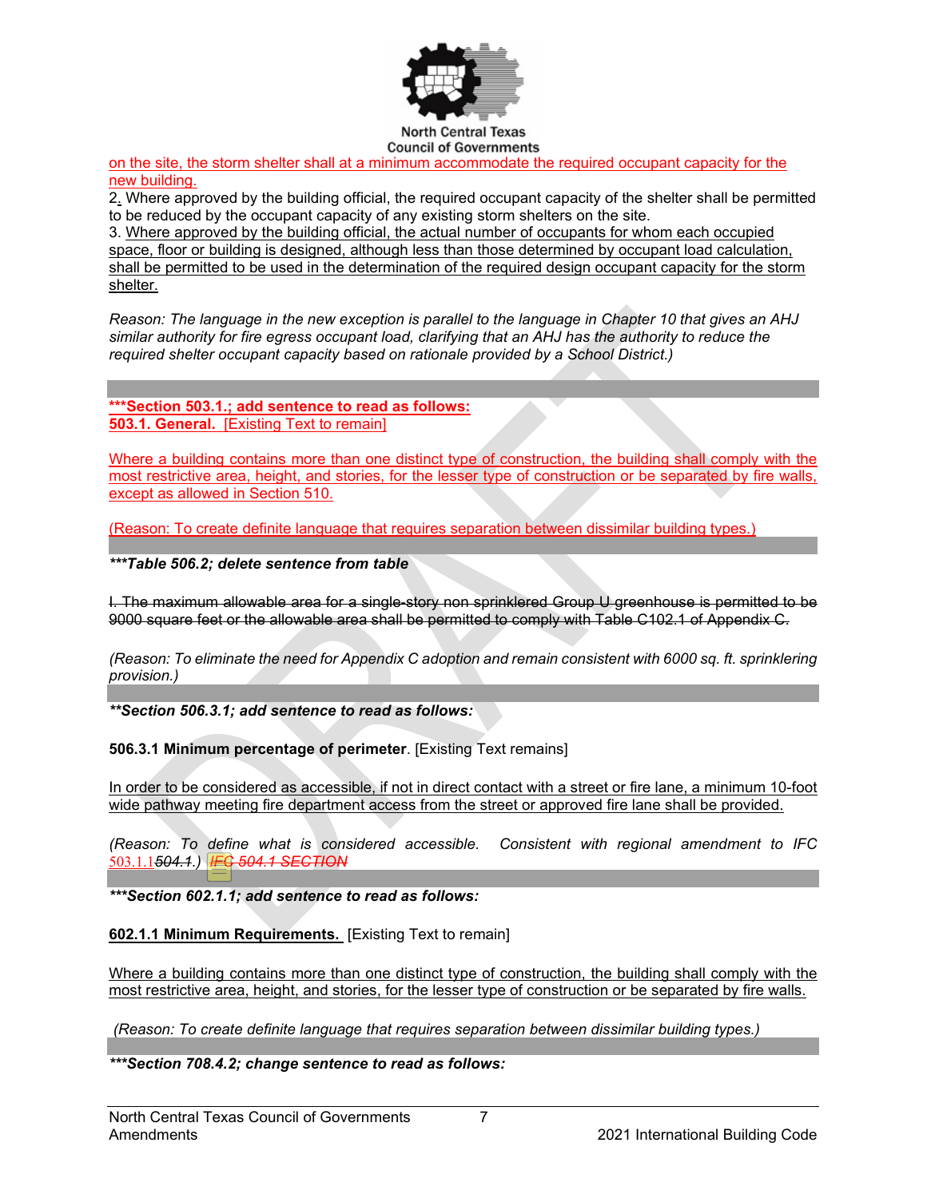on the site, the storm shelter shall at a minimum accommodate the required occupant capacity for the new building.

2. Where approved by the building official, the required occupant capacity of the shelter shall be permitted to be reduced by the occupant capacity of any existing storm shelters on the site.

3. Where approved by the building official, the actual number of occupants for whom each occupied space, floor or building is designed, although less than those determined by occupant load calculation, shall be permitted to be used in the determination of the required design occupant capacity for the storm shelter.

*Reason: The language in the new exception is parallel to the language in Chapter 10 that gives an AHJ similar authority for fire egress occupant load, clarifying that an AHJ has the authority to reduce the required shelter occupant capacity based on rationale provided by a School District.)*

**\*\*\*Section 503.1.; add sentence to read as follows:**

**503.1. General.** [Existing Text to remain]

Where a building contains more than one distinct type of construction, the building shall comply with the most restrictive area, height, and stories, for the lesser type of construction or be separated by fire walls, except as allowed in Section 510.

(Reason: To create definite language that requires separation between dissimilar building types.)

***\*\*\*Table 506.2; delete sentence from table***

~~I. The maximum allowable area for a single-story non sprinklered Group U greenhouse is permitted to be 9000 square feet or the allowable area shall be permitted to comply with Table C102.1 of Appendix C.~~

*(Reason: To eliminate the need for Appendix C adoption and remain consistent with 6000 sq. ft. sprinklering provision.)*

***\*\*Section 506.3.1; add sentence to read as follows:***

**506.3.1 Minimum percentage of perimeter**. [Existing Text remains]

In order to be considered as accessible, if not in direct contact with a street or fire lane, a minimum 10-foot wide pathway meeting fire department access from the street or approved fire lane shall be provided.

*(Reason: To define what is considered accessible. Consistent with regional amendment to IFC 503.1.1~~504.1~~.)* ~~IFC 504.1 SECTION~~

***\*\*\*Section 602.1.1; add sentence to read as follows:***

**602.1.1 Minimum Requirements.** [Existing Text to remain]

Where a building contains more than one distinct type of construction, the building shall comply with the most restrictive area, height, and stories, for the lesser type of construction or be separated by fire walls.

*(Reason: To create definite language that requires separation between dissimilar building types.)*

***\*\*\*Section 708.4.2; change sentence to read as follows:***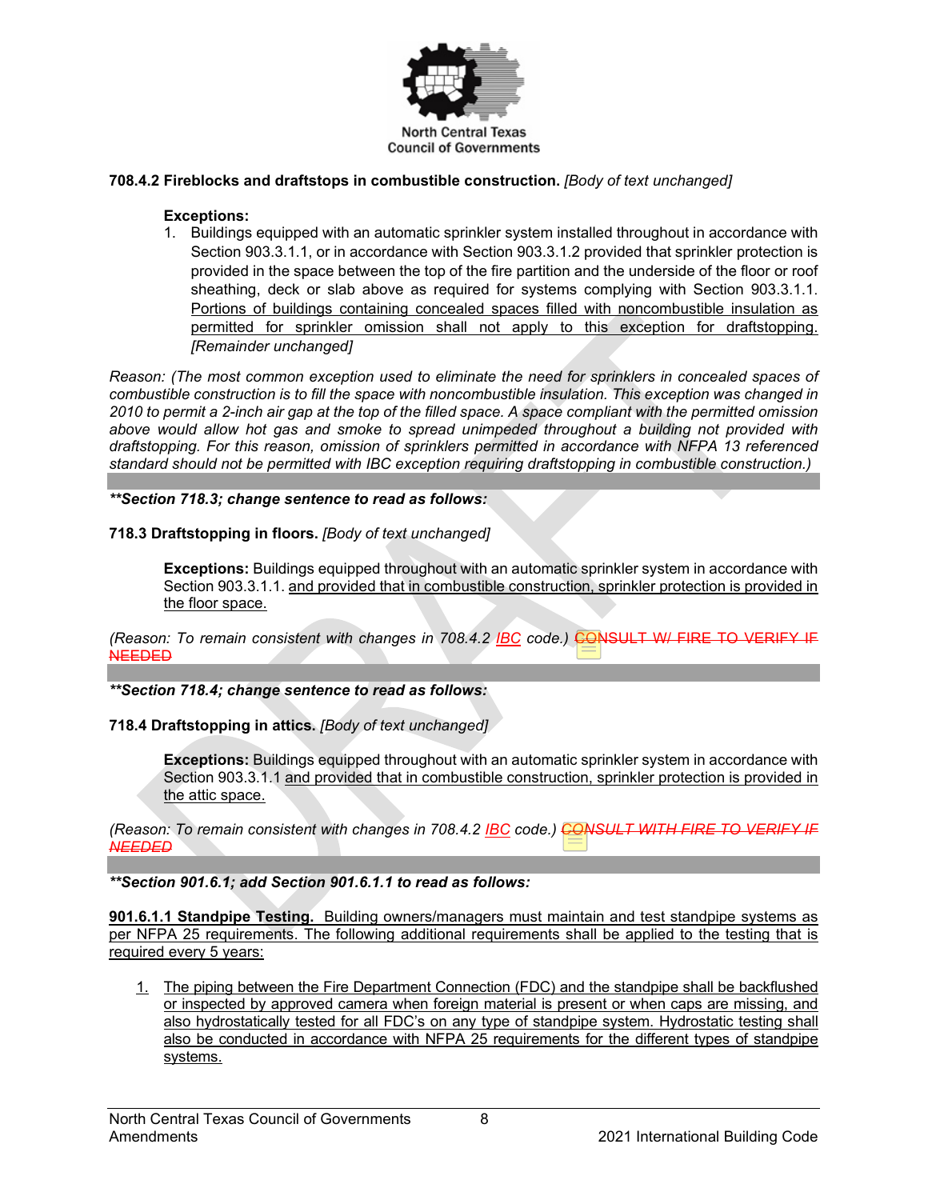North Central Texas Council of Governments

**708.4.2 Fireblocks and draftstops in combustible construction.** *[Body of text unchanged]*

**Exceptions:**

1. Buildings equipped with an automatic sprinkler system installed throughout in accordance with Section 903.3.1.1, or in accordance with Section 903.3.1.2 provided that sprinkler protection is provided in the space between the top of the fire partition and the underside of the floor or roof sheathing, deck or slab above as required for systems complying with Section 903.3.1.1. <u>Portions of buildings containing concealed spaces filled with noncombustible insulation as permitted for sprinkler omission shall not apply to this exception for draftstopping.</u> *[Remainder unchanged]*

*Reason: (The most common exception used to eliminate the need for sprinklers in concealed spaces of combustible construction is to fill the space with noncombustible insulation. This exception was changed in 2010 to permit a 2-inch air gap at the top of the filled space. A space compliant with the permitted omission above would allow hot gas and smoke to spread unimpeded throughout a building not provided with draftstopping. For this reason, omission of sprinklers permitted in accordance with NFPA 13 referenced standard should not be permitted with IBC exception requiring draftstopping in combustible construction.)*

***\*Section 718.3; change sentence to read as follows:***

**718.3 Draftstopping in floors.** *[Body of text unchanged]*

**Exceptions:** Buildings equipped throughout with an automatic sprinkler system in accordance with Section 903.3.1.1. <u>and provided that in combustible construction, sprinkler protection is provided in the floor space.</u>

*(Reason: To remain consistent with changes in 708.4.2* <u>*IBC*</u> *code.)* ~~CONSULT W/ FIRE TO VERIFY IF NEEDED~~

***\*Section 718.4; change sentence to read as follows:***

**718.4 Draftstopping in attics.** *[Body of text unchanged]*

**Exceptions:** Buildings equipped throughout with an automatic sprinkler system in accordance with Section 903.3.1.1 <u>and provided that in combustible construction, sprinkler protection is provided in the attic space.</u>

*(Reason: To remain consistent with changes in 708.4.2* <u>*IBC*</u> *code.)* ~~*CONSULT WITH FIRE TO VERIFY IF NEEDED*~~

***\*Section 901.6.1; add Section 901.6.1.1 to read as follows:***

<u>**901.6.1.1 Standpipe Testing.** Building owners/managers must maintain and test standpipe systems as per NFPA 25 requirements. The following additional requirements shall be applied to the testing that is required every 5 years:</u>

1. <u>The piping between the Fire Department Connection (FDC) and the standpipe shall be backflushed or inspected by approved camera when foreign material is present or when caps are missing, and also hydrostatically tested for all FDC's on any type of standpipe system. Hydrostatic testing shall also be conducted in accordance with NFPA 25 requirements for the different types of standpipe systems.</u>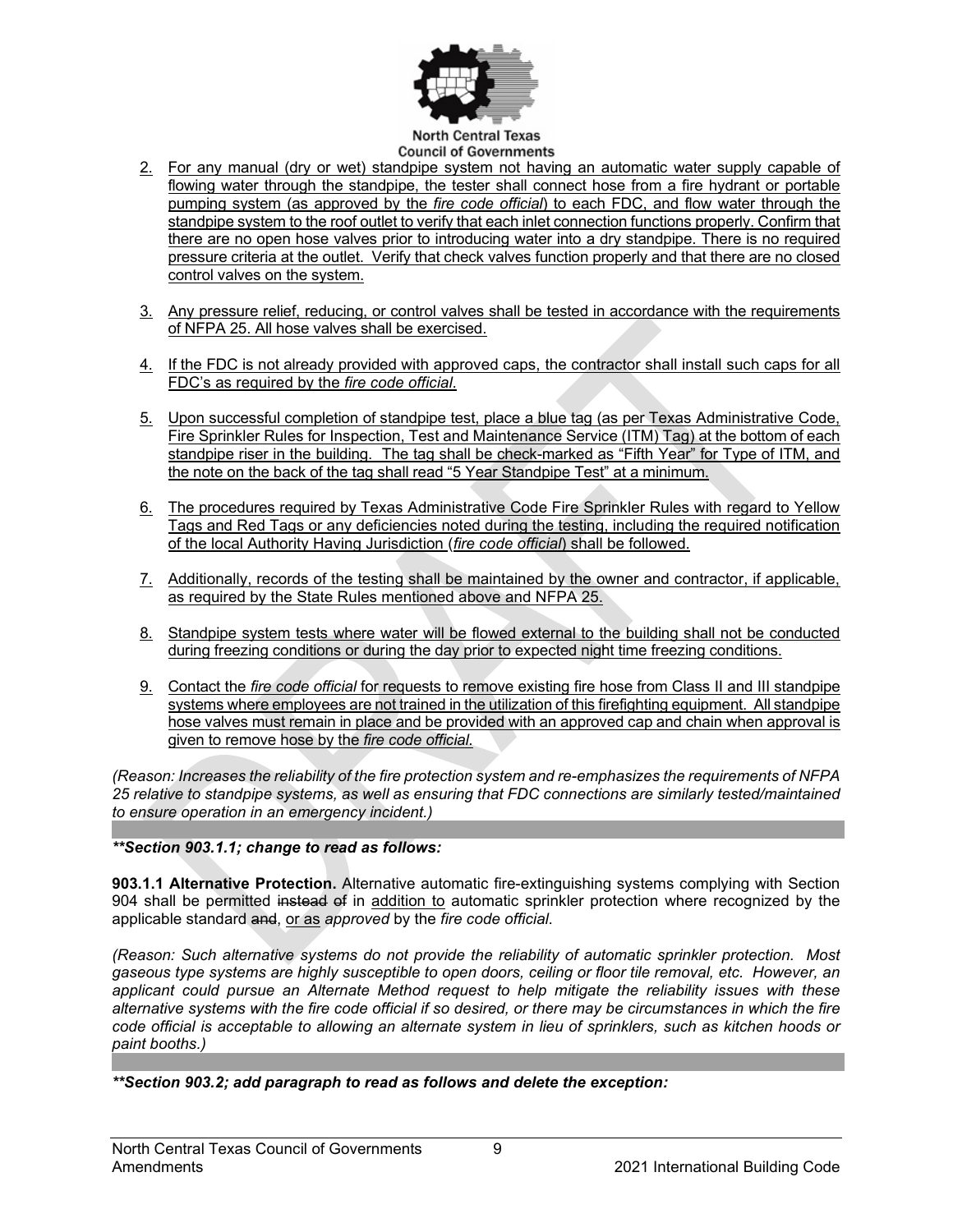2. For any manual (dry or wet) standpipe system not having an automatic water supply capable of flowing water through the standpipe, the tester shall connect hose from a fire hydrant or portable pumping system (as approved by the *fire code official*) to each FDC, and flow water through the standpipe system to the roof outlet to verify that each inlet connection functions properly. Confirm that there are no open hose valves prior to introducing water into a dry standpipe. There is no required pressure criteria at the outlet. Verify that check valves function properly and that there are no closed control valves on the system.

3. Any pressure relief, reducing, or control valves shall be tested in accordance with the requirements of NFPA 25. All hose valves shall be exercised.

4. If the FDC is not already provided with approved caps, the contractor shall install such caps for all FDC's as required by the *fire code official*.

5. Upon successful completion of standpipe test, place a blue tag (as per Texas Administrative Code, Fire Sprinkler Rules for Inspection, Test and Maintenance Service (ITM) Tag) at the bottom of each standpipe riser in the building. The tag shall be check-marked as "Fifth Year" for Type of ITM, and the note on the back of the tag shall read "5 Year Standpipe Test" at a minimum.

6. The procedures required by Texas Administrative Code Fire Sprinkler Rules with regard to Yellow Tags and Red Tags or any deficiencies noted during the testing, including the required notification of the local Authority Having Jurisdiction (*fire code official*) shall be followed.

7. Additionally, records of the testing shall be maintained by the owner and contractor, if applicable, as required by the State Rules mentioned above and NFPA 25.

8. Standpipe system tests where water will be flowed external to the building shall not be conducted during freezing conditions or during the day prior to expected night time freezing conditions.

9. Contact the *fire code official* for requests to remove existing fire hose from Class II and III standpipe systems where employees are not trained in the utilization of this firefighting equipment. All standpipe hose valves must remain in place and be provided with an approved cap and chain when approval is given to remove hose by the *fire code official*.

*(Reason: Increases the reliability of the fire protection system and re-emphasizes the requirements of NFPA 25 relative to standpipe systems, as well as ensuring that FDC connections are similarly tested/maintained to ensure operation in an emergency incident.)*

***\*\*Section 903.1.1; change to read as follows:***

**903.1.1 Alternative Protection.** Alternative automatic fire-extinguishing systems complying with Section 904 shall be permitted ~~instead of~~ in addition to automatic sprinkler protection where recognized by the applicable standard ~~and~~, or as *approved* by the *fire code official*.

*(Reason: Such alternative systems do not provide the reliability of automatic sprinkler protection. Most gaseous type systems are highly susceptible to open doors, ceiling or floor tile removal, etc. However, an applicant could pursue an Alternate Method request to help mitigate the reliability issues with these alternative systems with the fire code official if so desired, or there may be circumstances in which the fire code official is acceptable to allowing an alternate system in lieu of sprinklers, such as kitchen hoods or paint booths.)*

***\*\*Section 903.2; add paragraph to read as follows and delete the exception:***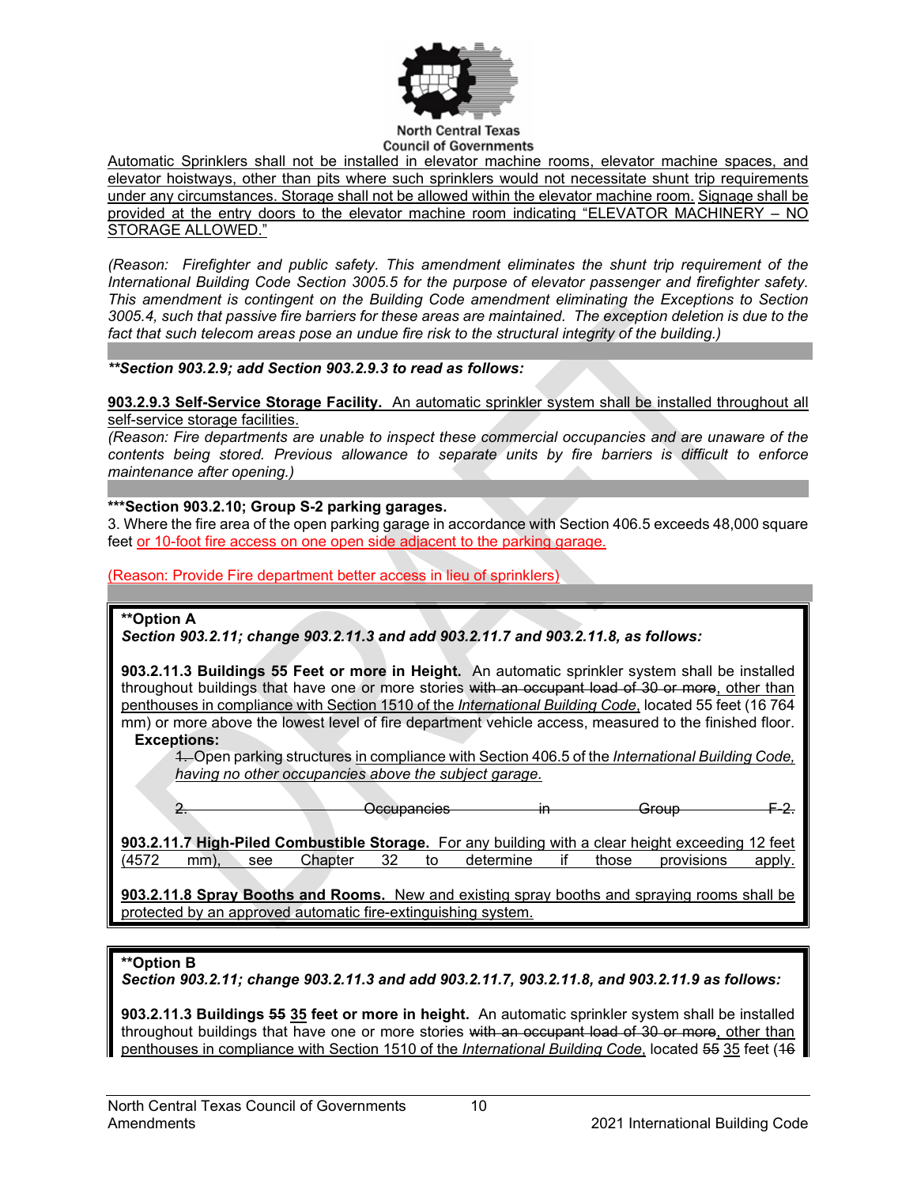Automatic Sprinklers shall not be installed in elevator machine rooms, elevator machine spaces, and elevator hoistways, other than pits where such sprinklers would not necessitate shunt trip requirements under any circumstances. Storage shall not be allowed within the elevator machine room. Signage shall be provided at the entry doors to the elevator machine room indicating "ELEVATOR MACHINERY – NO STORAGE ALLOWED."

*(Reason: Firefighter and public safety. This amendment eliminates the shunt trip requirement of the International Building Code Section 3005.5 for the purpose of elevator passenger and firefighter safety. This amendment is contingent on the Building Code amendment eliminating the Exceptions to Section 3005.4, such that passive fire barriers for these areas are maintained. The exception deletion is due to the fact that such telecom areas pose an undue fire risk to the structural integrity of the building.)*

***\*\*Section 903.2.9; add Section 903.2.9.3 to read as follows:***

**903.2.9.3 Self-Service Storage Facility.** An automatic sprinkler system shall be installed throughout all self-service storage facilities.

*(Reason: Fire departments are unable to inspect these commercial occupancies and are unaware of the contents being stored. Previous allowance to separate units by fire barriers is difficult to enforce maintenance after opening.)*

**\*\*\*Section 903.2.10; Group S-2 parking garages.**

3. Where the fire area of the open parking garage in accordance with Section 406.5 exceeds 48,000 square feet or 10-foot fire access on one open side adjacent to the parking garage.

(Reason: Provide Fire department better access in lieu of sprinklers)

**\*\*Option A**

***Section 903.2.11; change 903.2.11.3 and add 903.2.11.7 and 903.2.11.8, as follows:***

**903.2.11.3 Buildings 55 Feet or more in Height.** An automatic sprinkler system shall be installed throughout buildings that have one or more stories ~~with an occupant load of 30 or more~~, other than penthouses in compliance with Section 1510 of the *International Building Code*, located 55 feet (16 764 mm) or more above the lowest level of fire department vehicle access, measured to the finished floor.

**Exceptions:**

~~1.~~ Open parking structures in compliance with Section 406.5 of the *International Building Code, having no other occupancies above the subject garage.*

~~2. Occupancies in Group F-2.~~

**903.2.11.7 High-Piled Combustible Storage.** For any building with a clear height exceeding 12 feet (4572 mm), see Chapter 32 to determine if those provisions apply.

**903.2.11.8 Spray Booths and Rooms.** New and existing spray booths and spraying rooms shall be protected by an approved automatic fire-extinguishing system.

**\*\*Option B**

***Section 903.2.11; change 903.2.11.3 and add 903.2.11.7, 903.2.11.8, and 903.2.11.9 as follows:***

**903.2.11.3 Buildings ~~55~~ 35 feet or more in height.** An automatic sprinkler system shall be installed throughout buildings that have one or more stories ~~with an occupant load of 30 or more~~, other than penthouses in compliance with Section 1510 of the *International Building Code*, located ~~55~~ 35 feet (~~16~~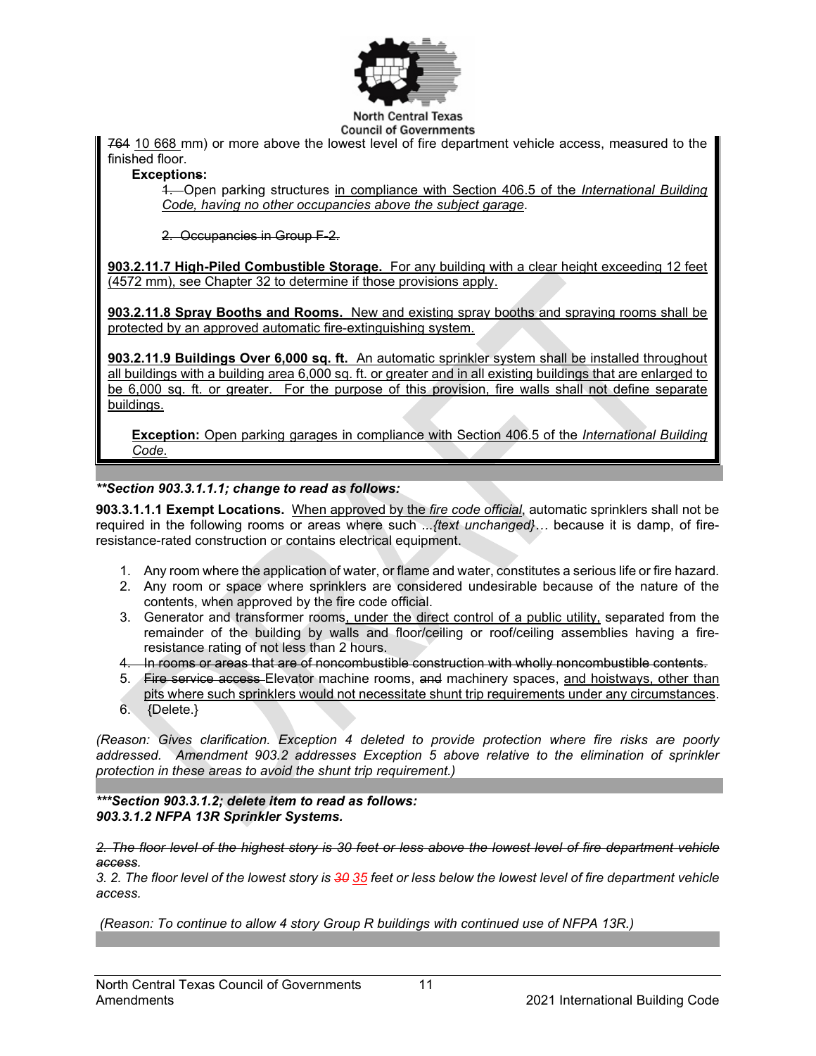~~764~~ 10 668 mm) or more above the lowest level of fire department vehicle access, measured to the finished floor.

**Exceptions:**

~~1.~~ Open parking structures in compliance with Section 406.5 of the *International Building Code, having no other occupancies above the subject garage*.

~~2. Occupancies in Group F-2.~~

**903.2.11.7 High-Piled Combustible Storage.** For any building with a clear height exceeding 12 feet (4572 mm), see Chapter 32 to determine if those provisions apply.

**903.2.11.8 Spray Booths and Rooms.** New and existing spray booths and spraying rooms shall be protected by an approved automatic fire-extinguishing system.

**903.2.11.9 Buildings Over 6,000 sq. ft.** An automatic sprinkler system shall be installed throughout all buildings with a building area 6,000 sq. ft. or greater and in all existing buildings that are enlarged to be 6,000 sq. ft. or greater. For the purpose of this provision, fire walls shall not define separate buildings.

**Exception:** Open parking garages in compliance with Section 406.5 of the *International Building Code.*

***\*\*Section 903.3.1.1.1; change to read as follows:***

**903.3.1.1.1 Exempt Locations.** When approved by the *fire code official*, automatic sprinklers shall not be required in the following rooms or areas where such ...*{text unchanged}*… because it is damp, of fire-resistance-rated construction or contains electrical equipment.

1. Any room where the application of water, or flame and water, constitutes a serious life or fire hazard.
2. Any room or space where sprinklers are considered undesirable because of the nature of the contents, when approved by the fire code official.
3. Generator and transformer rooms, under the direct control of a public utility, separated from the remainder of the building by walls and floor/ceiling or roof/ceiling assemblies having a fire-resistance rating of not less than 2 hours.
4. ~~In rooms or areas that are of noncombustible construction with wholly noncombustible contents.~~
5. ~~Fire service access~~ Elevator machine rooms, ~~and~~ machinery spaces, and hoistways, other than pits where such sprinklers would not necessitate shunt trip requirements under any circumstances.
6. {Delete.}

*(Reason: Gives clarification. Exception 4 deleted to provide protection where fire risks are poorly addressed. Amendment 903.2 addresses Exception 5 above relative to the elimination of sprinkler protection in these areas to avoid the shunt trip requirement.)*

***\*\*\*Section 903.3.1.2; delete item to read as follows:***
***903.3.1.2 NFPA 13R Sprinkler Systems.***

*~~2. The floor level of the highest story is 30 feet or less above the lowest level of fire department vehicle access.~~*
*~~3.~~ 2. The floor level of the lowest story is ~~30~~ 35 feet or less below the lowest level of fire department vehicle access.*

*(Reason: To continue to allow 4 story Group R buildings with continued use of NFPA 13R.)*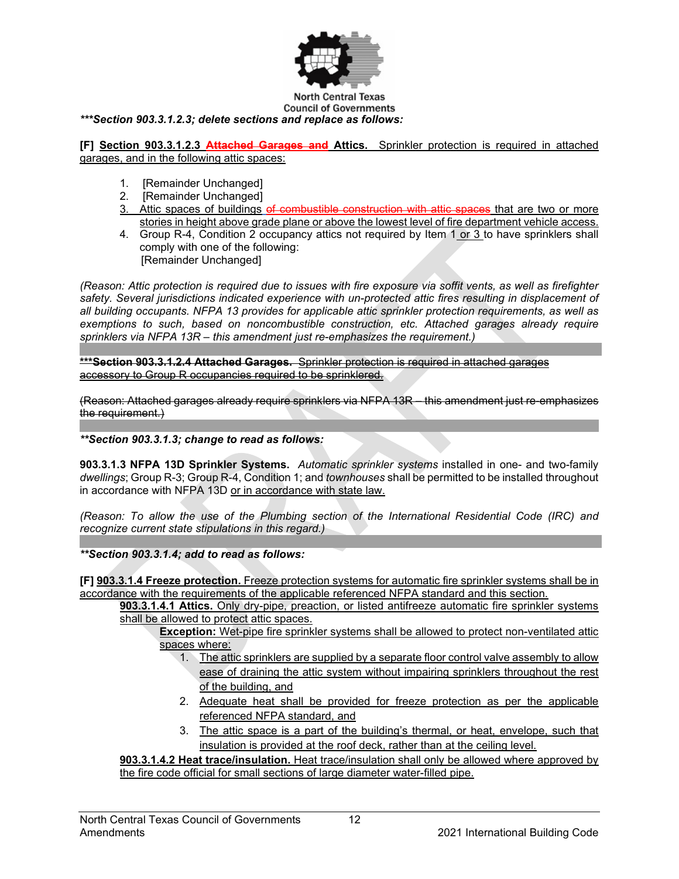***Section 903.3.1.2.3; delete sections and replace as follows:***

**[F] Section 903.3.1.2.3 ~~Attached Garages and~~ Attics.** Sprinkler protection is required in attached garages, and in the following attic spaces:

1. [Remainder Unchanged]
2. [Remainder Unchanged]
3. Attic spaces of buildings ~~of combustible construction with attic spaces~~ that are two or more stories in height above grade plane or above the lowest level of fire department vehicle access.
4. Group R-4, Condition 2 occupancy attics not required by Item 1 or 3 to have sprinklers shall comply with one of the following:
   [Remainder Unchanged]

*(Reason: Attic protection is required due to issues with fire exposure via soffit vents, as well as firefighter safety. Several jurisdictions indicated experience with un-protected attic fires resulting in displacement of all building occupants. NFPA 13 provides for applicable attic sprinkler protection requirements, as well as exemptions to such, based on noncombustible construction, etc. Attached garages already require sprinklers via NFPA 13R – this amendment just re-emphasizes the requirement.)*

~~**\*\*\*Section 903.3.1.2.4 Attached Garages.** Sprinkler protection is required in attached garages accessory to Group R occupancies required to be sprinklered.~~

~~(Reason: Attached garages already require sprinklers via NFPA 13R – this amendment just re-emphasizes the requirement.)~~

***\*\*Section 903.3.1.3; change to read as follows:***

**903.3.1.3 NFPA 13D Sprinkler Systems.** *Automatic sprinkler systems* installed in one- and two-family *dwellings*; Group R-3; Group R-4, Condition 1; and *townhouses* shall be permitted to be installed throughout in accordance with NFPA 13D or in accordance with state law.

*(Reason: To allow the use of the Plumbing section of the International Residential Code (IRC) and recognize current state stipulations in this regard.)*

***\*\*Section 903.3.1.4; add to read as follows:***

**[F] 903.3.1.4 Freeze protection.** Freeze protection systems for automatic fire sprinkler systems shall be in accordance with the requirements of the applicable referenced NFPA standard and this section.

**903.3.1.4.1 Attics.** Only dry-pipe, preaction, or listed antifreeze automatic fire sprinkler systems shall be allowed to protect attic spaces.

**Exception:** Wet-pipe fire sprinkler systems shall be allowed to protect non-ventilated attic spaces where:

1. The attic sprinklers are supplied by a separate floor control valve assembly to allow ease of draining the attic system without impairing sprinklers throughout the rest of the building, and
2. Adequate heat shall be provided for freeze protection as per the applicable referenced NFPA standard, and
3. The attic space is a part of the building's thermal, or heat, envelope, such that insulation is provided at the roof deck, rather than at the ceiling level.

**903.3.1.4.2 Heat trace/insulation.** Heat trace/insulation shall only be allowed where approved by the fire code official for small sections of large diameter water-filled pipe.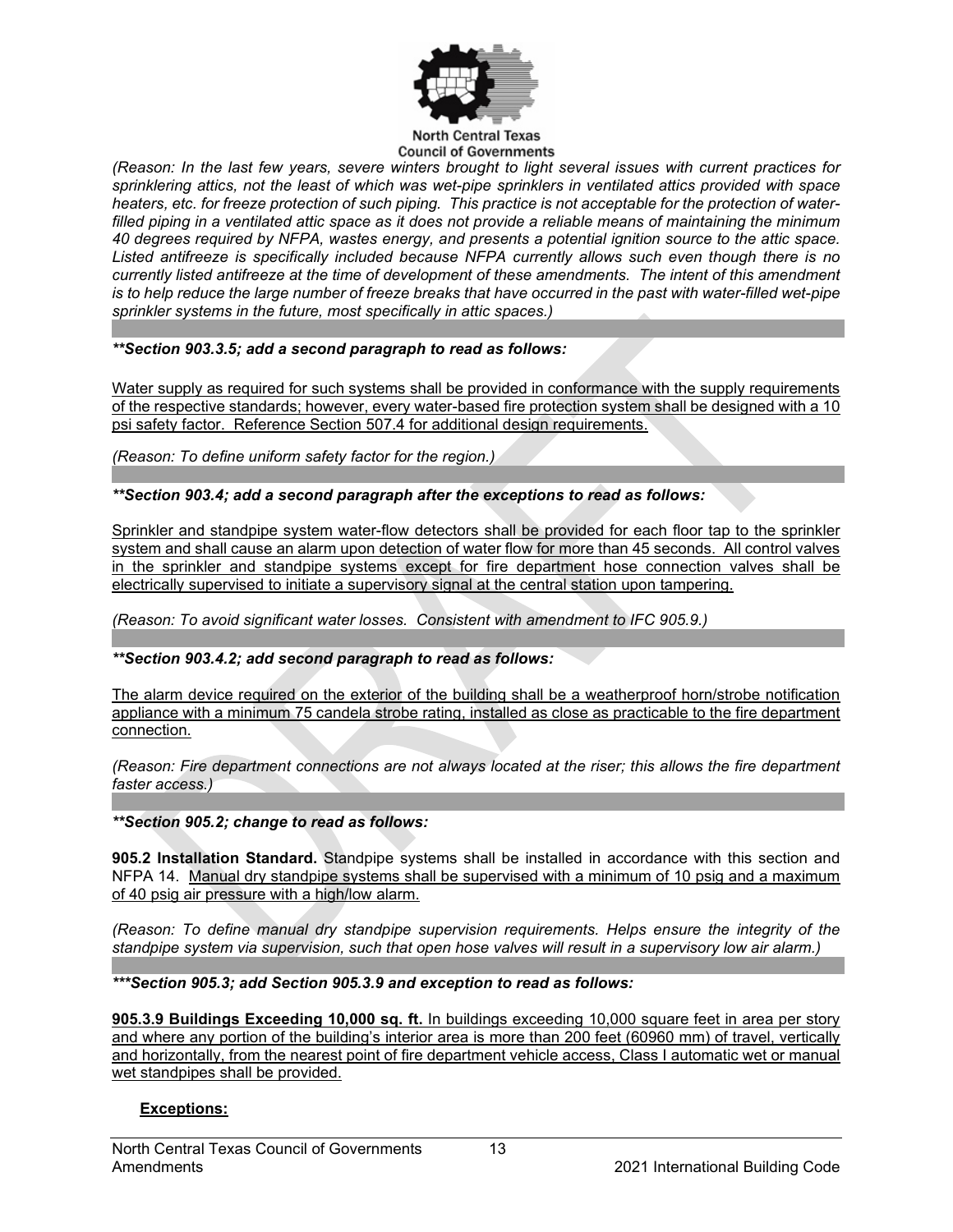*(Reason: In the last few years, severe winters brought to light several issues with current practices for sprinklering attics, not the least of which was wet-pipe sprinklers in ventilated attics provided with space heaters, etc. for freeze protection of such piping. This practice is not acceptable for the protection of water-filled piping in a ventilated attic space as it does not provide a reliable means of maintaining the minimum 40 degrees required by NFPA, wastes energy, and presents a potential ignition source to the attic space. Listed antifreeze is specifically included because NFPA currently allows such even though there is no currently listed antifreeze at the time of development of these amendments. The intent of this amendment is to help reduce the large number of freeze breaks that have occurred in the past with water-filled wet-pipe sprinkler systems in the future, most specifically in attic spaces.)*

***\*\*Section 903.3.5; add a second paragraph to read as follows:***

<u>Water supply as required for such systems shall be provided in conformance with the supply requirements of the respective standards; however, every water-based fire protection system shall be designed with a 10 psi safety factor. Reference Section 507.4 for additional design requirements.</u>

*(Reason: To define uniform safety factor for the region.)*

***\*\*Section 903.4; add a second paragraph after the exceptions to read as follows:***

<u>Sprinkler and standpipe system water-flow detectors shall be provided for each floor tap to the sprinkler system and shall cause an alarm upon detection of water flow for more than 45 seconds. All control valves in the sprinkler and standpipe systems except for fire department hose connection valves shall be electrically supervised to initiate a supervisory signal at the central station upon tampering.</u>

*(Reason: To avoid significant water losses. Consistent with amendment to IFC 905.9.)*

***\*\*Section 903.4.2; add second paragraph to read as follows:***

<u>The alarm device required on the exterior of the building shall be a weatherproof horn/strobe notification appliance with a minimum 75 candela strobe rating, installed as close as practicable to the fire department connection.</u>

*(Reason: Fire department connections are not always located at the riser; this allows the fire department faster access.)*

***\*\*Section 905.2; change to read as follows:***

**905.2 Installation Standard.** Standpipe systems shall be installed in accordance with this section and NFPA 14. <u>Manual dry standpipe systems shall be supervised with a minimum of 10 psig and a maximum of 40 psig air pressure with a high/low alarm.</u>

*(Reason: To define manual dry standpipe supervision requirements. Helps ensure the integrity of the standpipe system via supervision, such that open hose valves will result in a supervisory low air alarm.)*

***\*\*\*Section 905.3; add Section 905.3.9 and exception to read as follows:***

<u>**905.3.9 Buildings Exceeding 10,000 sq. ft.** In buildings exceeding 10,000 square feet in area per story and where any portion of the building's interior area is more than 200 feet (60960 mm) of travel, vertically and horizontally, from the nearest point of fire department vehicle access, Class I automatic wet or manual wet standpipes shall be provided.</u>

<u>**Exceptions:**</u>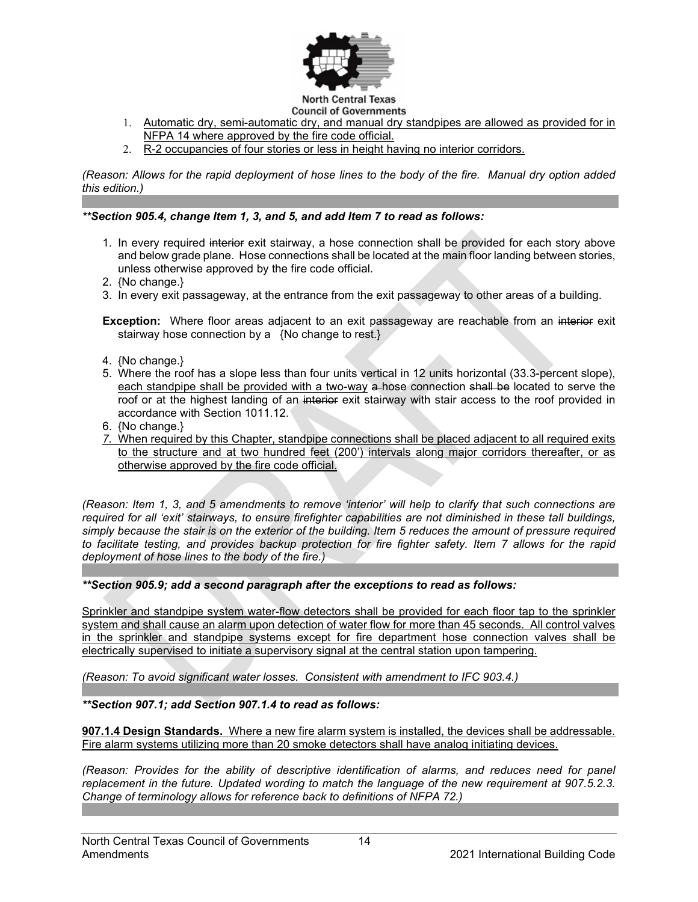1. Automatic dry, semi-automatic dry, and manual dry standpipes are allowed as provided for in NFPA 14 where approved by the fire code official.
2. R-2 occupancies of four stories or less in height having no interior corridors.

*(Reason: Allows for the rapid deployment of hose lines to the body of the fire. Manual dry option added this edition.)*

***\*\*Section 905.4, change Item 1, 3, and 5, and add Item 7 to read as follows:***

1. In every required ~~interior~~ exit stairway, a hose connection shall be provided for each story above and below grade plane. Hose connections shall be located at the main floor landing between stories, unless otherwise approved by the fire code official.
2. {No change.}
3. In every exit passageway, at the entrance from the exit passageway to other areas of a building.

**Exception:** Where floor areas adjacent to an exit passageway are reachable from an ~~interior~~ exit stairway hose connection by a {No change to rest.}

4. {No change.}
5. Where the roof has a slope less than four units vertical in 12 units horizontal (33.3-percent slope), each standpipe shall be provided with a two-way ~~a~~ hose connection ~~shall be~~ located to serve the roof or at the highest landing of an ~~interior~~ exit stairway with stair access to the roof provided in accordance with Section 1011.12.
6. {No change.}
7. When required by this Chapter, standpipe connections shall be placed adjacent to all required exits to the structure and at two hundred feet (200') intervals along major corridors thereafter, or as otherwise approved by the fire code official.

*(Reason: Item 1, 3, and 5 amendments to remove 'interior' will help to clarify that such connections are required for all 'exit' stairways, to ensure firefighter capabilities are not diminished in these tall buildings, simply because the stair is on the exterior of the building. Item 5 reduces the amount of pressure required to facilitate testing, and provides backup protection for fire fighter safety. Item 7 allows for the rapid deployment of hose lines to the body of the fire.)*

***\*\*Section 905.9; add a second paragraph after the exceptions to read as follows:***

Sprinkler and standpipe system water-flow detectors shall be provided for each floor tap to the sprinkler system and shall cause an alarm upon detection of water flow for more than 45 seconds. All control valves in the sprinkler and standpipe systems except for fire department hose connection valves shall be electrically supervised to initiate a supervisory signal at the central station upon tampering.

*(Reason: To avoid significant water losses. Consistent with amendment to IFC 903.4.)*

***\*\*Section 907.1; add Section 907.1.4 to read as follows:***

**907.1.4 Design Standards.** Where a new fire alarm system is installed, the devices shall be addressable. Fire alarm systems utilizing more than 20 smoke detectors shall have analog initiating devices.

*(Reason: Provides for the ability of descriptive identification of alarms, and reduces need for panel replacement in the future. Updated wording to match the language of the new requirement at 907.5.2.3. Change of terminology allows for reference back to definitions of NFPA 72.)*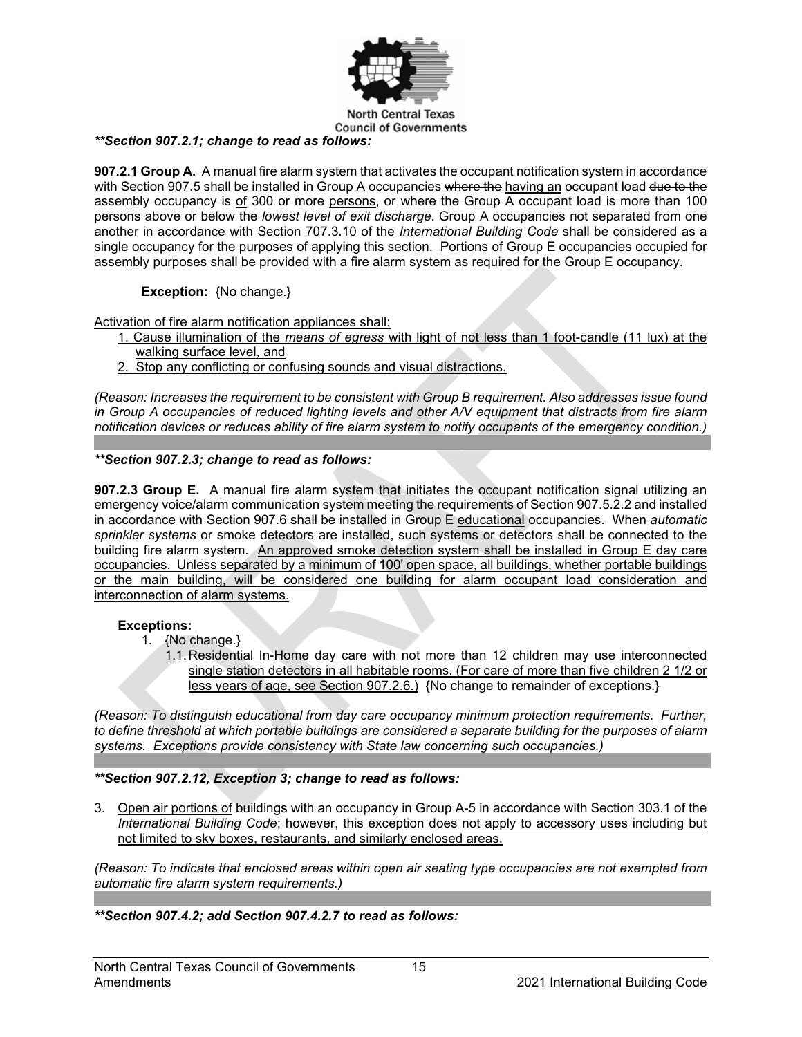***Section 907.2.1; change to read as follows:**

**907.2.1 Group A.** A manual fire alarm system that activates the occupant notification system in accordance with Section 907.5 shall be installed in Group A occupancies ~~where the~~ having an occupant load ~~due to the assembly occupancy is~~ of 300 or more persons, or where the ~~Group A~~ occupant load is more than 100 persons above or below the *lowest level of exit discharge*. Group A occupancies not separated from one another in accordance with Section 707.3.10 of the *International Building Code* shall be considered as a single occupancy for the purposes of applying this section. Portions of Group E occupancies occupied for assembly purposes shall be provided with a fire alarm system as required for the Group E occupancy.

**Exception:** {No change.}

Activation of fire alarm notification appliances shall:

1. Cause illumination of the *means of egress* with light of not less than 1 foot-candle (11 lux) at the walking surface level, and
2. Stop any conflicting or confusing sounds and visual distractions.

*(Reason: Increases the requirement to be consistent with Group B requirement. Also addresses issue found in Group A occupancies of reduced lighting levels and other A/V equipment that distracts from fire alarm notification devices or reduces ability of fire alarm system to notify occupants of the emergency condition.)*

***Section 907.2.3; change to read as follows:**

**907.2.3 Group E.** A manual fire alarm system that initiates the occupant notification signal utilizing an emergency voice/alarm communication system meeting the requirements of Section 907.5.2.2 and installed in accordance with Section 907.6 shall be installed in Group E educational occupancies. When *automatic sprinkler systems* or smoke detectors are installed, such systems or detectors shall be connected to the building fire alarm system. An approved smoke detection system shall be installed in Group E day care occupancies. Unless separated by a minimum of 100' open space, all buildings, whether portable buildings or the main building, will be considered one building for alarm occupant load consideration and interconnection of alarm systems.

**Exceptions:**

1. {No change.}
   - 1.1. Residential In-Home day care with not more than 12 children may use interconnected single station detectors in all habitable rooms. (For care of more than five children 2 1/2 or less years of age, see Section 907.2.6.) {No change to remainder of exceptions.}

*(Reason: To distinguish educational from day care occupancy minimum protection requirements. Further, to define threshold at which portable buildings are considered a separate building for the purposes of alarm systems. Exceptions provide consistency with State law concerning such occupancies.)*

***Section 907.2.12, Exception 3; change to read as follows:**

3. Open air portions of buildings with an occupancy in Group A-5 in accordance with Section 303.1 of the *International Building Code*; however, this exception does not apply to accessory uses including but not limited to sky boxes, restaurants, and similarly enclosed areas.

*(Reason: To indicate that enclosed areas within open air seating type occupancies are not exempted from automatic fire alarm system requirements.)*

***Section 907.4.2; add Section 907.4.2.7 to read as follows:**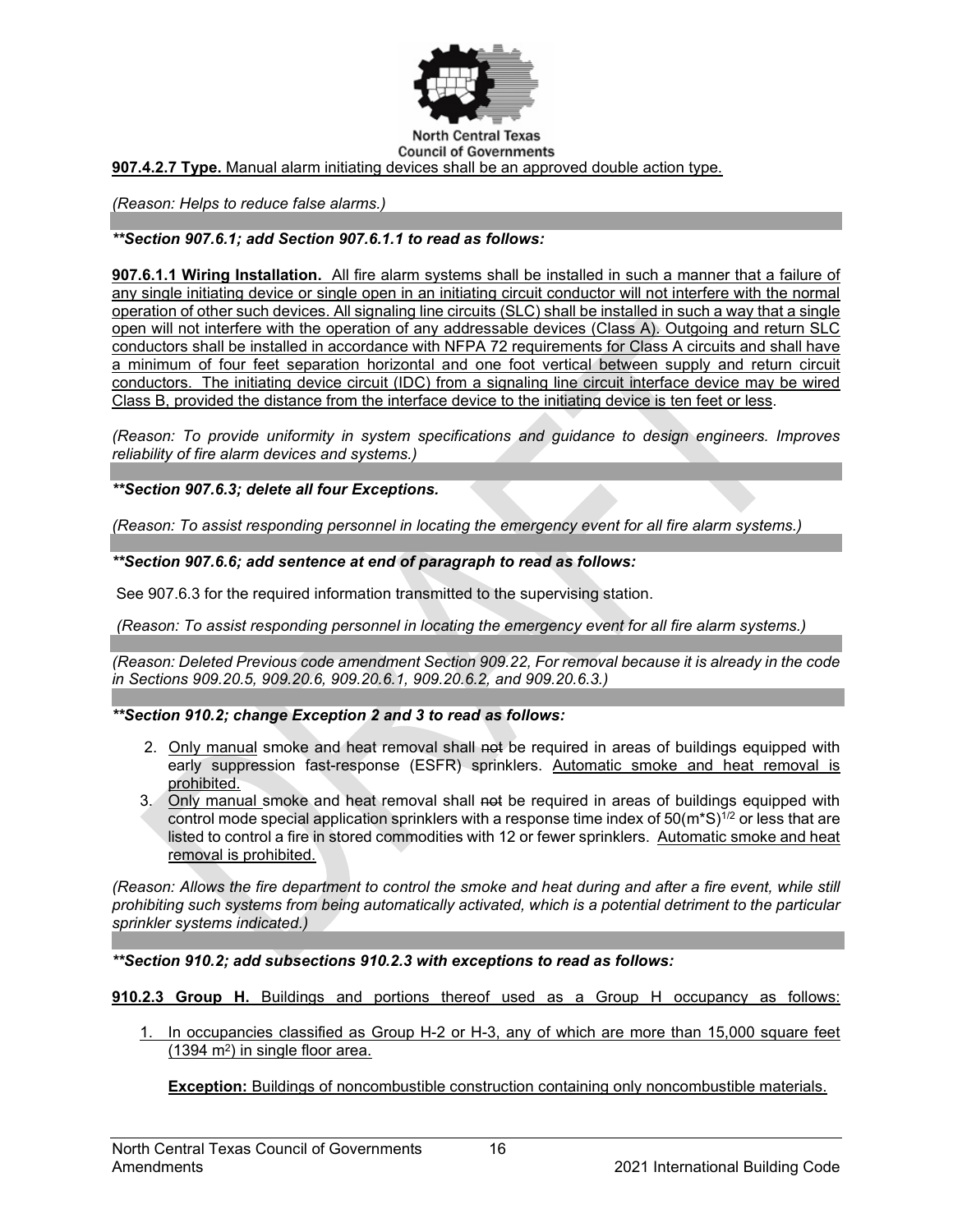**907.4.2.7 Type.** Manual alarm initiating devices shall be an approved double action type.

*(Reason: Helps to reduce false alarms.)*

***\*\*Section 907.6.1; add Section 907.6.1.1 to read as follows:***

**907.6.1.1 Wiring Installation.** All fire alarm systems shall be installed in such a manner that a failure of any single initiating device or single open in an initiating circuit conductor will not interfere with the normal operation of other such devices. All signaling line circuits (SLC) shall be installed in such a way that a single open will not interfere with the operation of any addressable devices (Class A). Outgoing and return SLC conductors shall be installed in accordance with NFPA 72 requirements for Class A circuits and shall have a minimum of four feet separation horizontal and one foot vertical between supply and return circuit conductors. The initiating device circuit (IDC) from a signaling line circuit interface device may be wired Class B, provided the distance from the interface device to the initiating device is ten feet or less.

*(Reason: To provide uniformity in system specifications and guidance to design engineers. Improves reliability of fire alarm devices and systems.)*

***\*\*Section 907.6.3; delete all four Exceptions.***

*(Reason: To assist responding personnel in locating the emergency event for all fire alarm systems.)*

***\*\*Section 907.6.6; add sentence at end of paragraph to read as follows:***

See 907.6.3 for the required information transmitted to the supervising station.

*(Reason: To assist responding personnel in locating the emergency event for all fire alarm systems.)*

*(Reason: Deleted Previous code amendment Section 909.22, For removal because it is already in the code in Sections 909.20.5, 909.20.6, 909.20.6.1, 909.20.6.2, and 909.20.6.3.)*

***\*\*Section 910.2; change Exception 2 and 3 to read as follows:***

2. Only manual smoke and heat removal shall ~~not~~ be required in areas of buildings equipped with early suppression fast-response (ESFR) sprinklers. Automatic smoke and heat removal is prohibited.
3. Only manual smoke and heat removal shall ~~not~~ be required in areas of buildings equipped with control mode special application sprinklers with a response time index of $50(m*S)^{1/2}$ or less that are listed to control a fire in stored commodities with 12 or fewer sprinklers. Automatic smoke and heat removal is prohibited.

*(Reason: Allows the fire department to control the smoke and heat during and after a fire event, while still prohibiting such systems from being automatically activated, which is a potential detriment to the particular sprinkler systems indicated.)*

***\*\*Section 910.2; add subsections 910.2.3 with exceptions to read as follows:***

**910.2.3 Group H.** Buildings and portions thereof used as a Group H occupancy as follows:

1. In occupancies classified as Group H-2 or H-3, any of which are more than 15,000 square feet (1394 $m^2$) in single floor area.

   **Exception:** Buildings of noncombustible construction containing only noncombustible materials.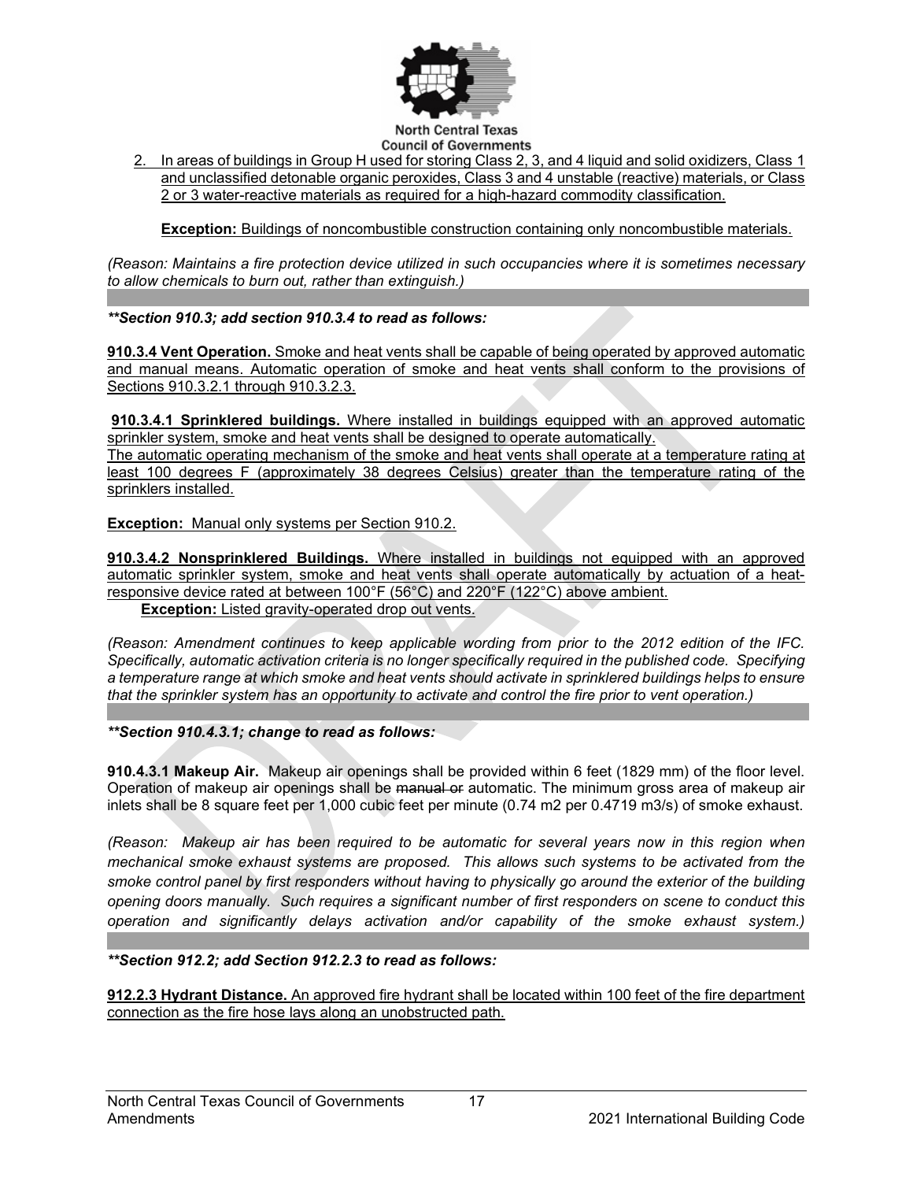2. In areas of buildings in Group H used for storing Class 2, 3, and 4 liquid and solid oxidizers, Class 1 and unclassified detonable organic peroxides, Class 3 and 4 unstable (reactive) materials, or Class 2 or 3 water-reactive materials as required for a high-hazard commodity classification.

   **Exception:** Buildings of noncombustible construction containing only noncombustible materials.

*(Reason: Maintains a fire protection device utilized in such occupancies where it is sometimes necessary to allow chemicals to burn out, rather than extinguish.)*

***\*Section 910.3; add section 910.3.4 to read as follows:***

**910.3.4 Vent Operation.** Smoke and heat vents shall be capable of being operated by approved automatic and manual means. Automatic operation of smoke and heat vents shall conform to the provisions of Sections 910.3.2.1 through 910.3.2.3.

**910.3.4.1 Sprinklered buildings.** Where installed in buildings equipped with an approved automatic sprinkler system, smoke and heat vents shall be designed to operate automatically.
The automatic operating mechanism of the smoke and heat vents shall operate at a temperature rating at least 100 degrees F (approximately 38 degrees Celsius) greater than the temperature rating of the sprinklers installed.

**Exception:** Manual only systems per Section 910.2.

**910.3.4.2 Nonsprinklered Buildings.** Where installed in buildings not equipped with an approved automatic sprinkler system, smoke and heat vents shall operate automatically by actuation of a heat-responsive device rated at between 100°F (56°C) and 220°F (122°C) above ambient.

**Exception:** Listed gravity-operated drop out vents.

*(Reason: Amendment continues to keep applicable wording from prior to the 2012 edition of the IFC. Specifically, automatic activation criteria is no longer specifically required in the published code. Specifying a temperature range at which smoke and heat vents should activate in sprinklered buildings helps to ensure that the sprinkler system has an opportunity to activate and control the fire prior to vent operation.)*

***\*Section 910.4.3.1; change to read as follows:***

**910.4.3.1 Makeup Air.** Makeup air openings shall be provided within 6 feet (1829 mm) of the floor level. Operation of makeup air openings shall be ~~manual or~~ automatic. The minimum gross area of makeup air inlets shall be 8 square feet per 1,000 cubic feet per minute (0.74 m2 per 0.4719 m3/s) of smoke exhaust.

*(Reason: Makeup air has been required to be automatic for several years now in this region when mechanical smoke exhaust systems are proposed. This allows such systems to be activated from the smoke control panel by first responders without having to physically go around the exterior of the building opening doors manually. Such requires a significant number of first responders on scene to conduct this operation and significantly delays activation and/or capability of the smoke exhaust system.)*

***\*Section 912.2; add Section 912.2.3 to read as follows:***

**912.2.3 Hydrant Distance.** An approved fire hydrant shall be located within 100 feet of the fire department connection as the fire hose lays along an unobstructed path.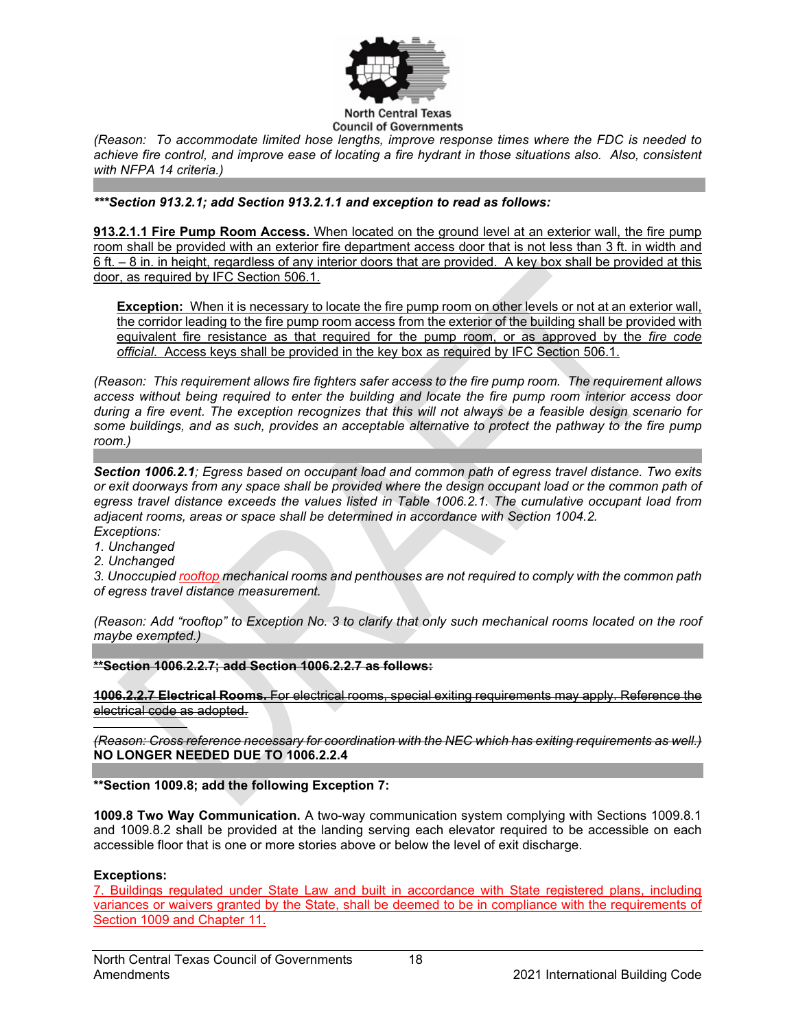*(Reason: To accommodate limited hose lengths, improve response times where the FDC is needed to achieve fire control, and improve ease of locating a fire hydrant in those situations also. Also, consistent with NFPA 14 criteria.)*

***\*\*\*Section 913.2.1; add Section 913.2.1.1 and exception to read as follows:***

**913.2.1.1 Fire Pump Room Access.** When located on the ground level at an exterior wall, the fire pump room shall be provided with an exterior fire department access door that is not less than 3 ft. in width and 6 ft. – 8 in. in height, regardless of any interior doors that are provided. A key box shall be provided at this door, as required by IFC Section 506.1.

> **Exception:** When it is necessary to locate the fire pump room on other levels or not at an exterior wall, the corridor leading to the fire pump room access from the exterior of the building shall be provided with equivalent fire resistance as that required for the pump room, or as approved by the *fire code official*. Access keys shall be provided in the key box as required by IFC Section 506.1.

*(Reason: This requirement allows fire fighters safer access to the fire pump room. The requirement allows access without being required to enter the building and locate the fire pump room interior access door during a fire event. The exception recognizes that this will not always be a feasible design scenario for some buildings, and as such, provides an acceptable alternative to protect the pathway to the fire pump room.)*

***Section 1006.2.1****; Egress based on occupant load and common path of egress travel distance. Two exits or exit doorways from any space shall be provided where the design occupant load or the common path of egress travel distance exceeds the values listed in Table 1006.2.1. The cumulative occupant load from adjacent rooms, areas or space shall be determined in accordance with Section 1004.2.*
*Exceptions:*
*1. Unchanged*
*2. Unchanged*
*3. Unoccupied rooftop mechanical rooms and penthouses are not required to comply with the common path of egress travel distance measurement.*

*(Reason: Add "rooftop" to Exception No. 3 to clarify that only such mechanical rooms located on the roof maybe exempted.)*

~~**\*\*Section 1006.2.2.7; add Section 1006.2.2.7 as follows:**~~

~~**1006.2.2.7 Electrical Rooms.** For electrical rooms, special exiting requirements may apply. Reference the electrical code as adopted.~~

~~*(Reason: Cross reference necessary for coordination with the NEC which has exiting requirements as well.)*~~
**NO LONGER NEEDED DUE TO 1006.2.2.4**

**\*\*Section 1009.8; add the following Exception 7:**

**1009.8 Two Way Communication.** A two-way communication system complying with Sections 1009.8.1 and 1009.8.2 shall be provided at the landing serving each elevator required to be accessible on each accessible floor that is one or more stories above or below the level of exit discharge.

**Exceptions:**
7. Buildings regulated under State Law and built in accordance with State registered plans, including variances or waivers granted by the State, shall be deemed to be in compliance with the requirements of Section 1009 and Chapter 11.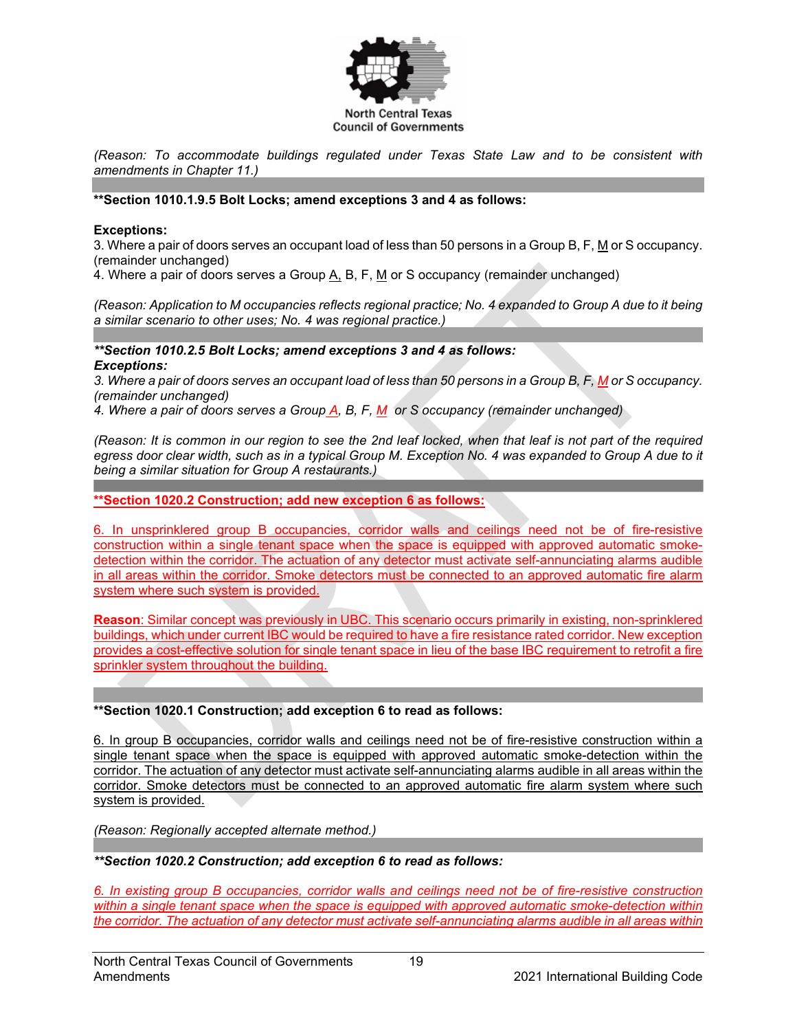*(Reason: To accommodate buildings regulated under Texas State Law and to be consistent with amendments in Chapter 11.)*

**\*\*Section 1010.1.9.5 Bolt Locks; amend exceptions 3 and 4 as follows:**

**Exceptions:**

3. Where a pair of doors serves an occupant load of less than 50 persons in a Group B, F, <u>M</u> or S occupancy. (remainder unchanged)
4. Where a pair of doors serves a Group <u>A,</u> B, F, <u>M</u> or S occupancy (remainder unchanged)

*(Reason: Application to M occupancies reflects regional practice; No. 4 expanded to Group A due to it being a similar scenario to other uses; No. 4 was regional practice.)*

***\*\*Section 1010.2.5 Bolt Locks; amend exceptions 3 and 4 as follows:***

***Exceptions:***

*3. Where a pair of doors serves an occupant load of less than 50 persons in a Group B, F, <u>M</u> or S occupancy. (remainder unchanged)*

*4. Where a pair of doors serves a Group <u>A</u>, B, F, <u>M</u> or S occupancy (remainder unchanged)*

*(Reason: It is common in our region to see the 2nd leaf locked, when that leaf is not part of the required egress door clear width, such as in a typical Group M. Exception No. 4 was expanded to Group A due to it being a similar situation for Group A restaurants.)*

<u>**\*\*Section 1020.2 Construction; add new exception 6 as follows:**</u>

<u>6. In unsprinklered group B occupancies, corridor walls and ceilings need not be of fire-resistive construction within a single tenant space when the space is equipped with approved automatic smoke-detection within the corridor. The actuation of any detector must activate self-annunciating alarms audible in all areas within the corridor. Smoke detectors must be connected to an approved automatic fire alarm system where such system is provided.</u>

<u>**Reason**: Similar concept was previously in UBC. This scenario occurs primarily in existing, non-sprinklered buildings, which under current IBC would be required to have a fire resistance rated corridor. New exception provides a cost-effective solution for single tenant space in lieu of the base IBC requirement to retrofit a fire sprinkler system throughout the building.</u>

**\*\*Section 1020.1 Construction; add exception 6 to read as follows:**

<u>6. In group B occupancies, corridor walls and ceilings need not be of fire-resistive construction within a single tenant space when the space is equipped with approved automatic smoke-detection within the corridor. The actuation of any detector must activate self-annunciating alarms audible in all areas within the corridor. Smoke detectors must be connected to an approved automatic fire alarm system where such system is provided.</u>

*(Reason: Regionally accepted alternate method.)*

***\*\*Section 1020.2 Construction; add exception 6 to read as follows:***

*<u>6. In existing group B occupancies, corridor walls and ceilings need not be of fire-resistive construction within a single tenant space when the space is equipped with approved automatic smoke-detection within the corridor. The actuation of any detector must activate self-annunciating alarms audible in all areas within</u>*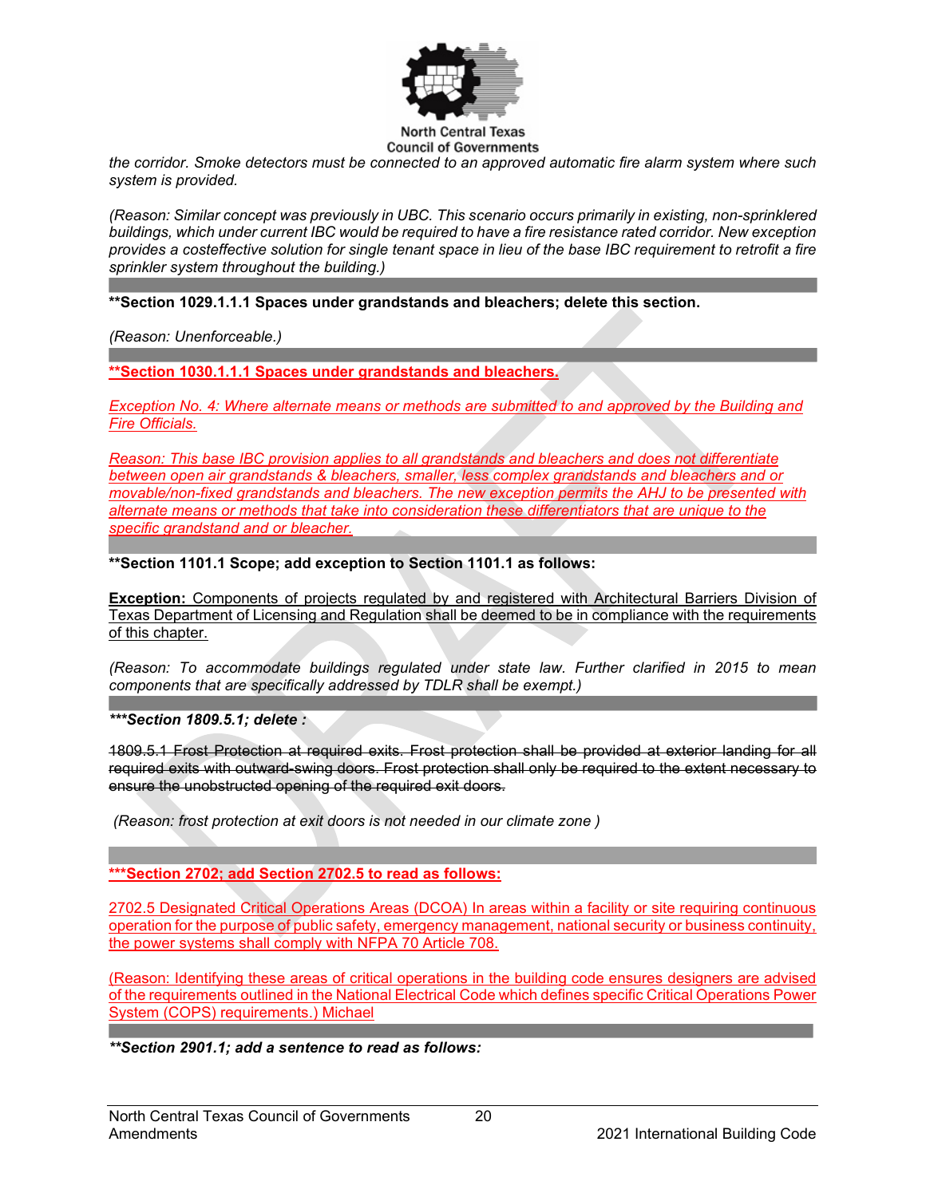*the corridor. Smoke detectors must be connected to an approved automatic fire alarm system where such system is provided.*

*(Reason: Similar concept was previously in UBC. This scenario occurs primarily in existing, non-sprinklered buildings, which under current IBC would be required to have a fire resistance rated corridor. New exception provides a costeffective solution for single tenant space in lieu of the base IBC requirement to retrofit a fire sprinkler system throughout the building.)*

---

**\*\*Section 1029.1.1.1 Spaces under grandstands and bleachers; delete this section.**

*(Reason: Unenforceable.)*

---

**\*\*Section 1030.1.1.1 Spaces under grandstands and bleachers.**

*Exception No. 4: Where alternate means or methods are submitted to and approved by the Building and Fire Officials.*

*Reason: This base IBC provision applies to all grandstands and bleachers and does not differentiate between open air grandstands & bleachers, smaller, less complex grandstands and bleachers and or movable/non-fixed grandstands and bleachers. The new exception permits the AHJ to be presented with alternate means or methods that take into consideration these differentiators that are unique to the specific grandstand and or bleacher.*

---

**\*\*Section 1101.1 Scope; add exception to Section 1101.1 as follows:**

**Exception:** Components of projects regulated by and registered with Architectural Barriers Division of Texas Department of Licensing and Regulation shall be deemed to be in compliance with the requirements of this chapter.

*(Reason: To accommodate buildings regulated under state law. Further clarified in 2015 to mean components that are specifically addressed by TDLR shall be exempt.)*

---

***\*\*\*Section 1809.5.1; delete :***

~~1809.5.1 Frost Protection at required exits. Frost protection shall be provided at exterior landing for all required exits with outward-swing doors. Frost protection shall only be required to the extent necessary to ensure the unobstructed opening of the required exit doors.~~

*(Reason: frost protection at exit doors is not needed in our climate zone )*

---

**\*\*\*Section 2702; add Section 2702.5 to read as follows:**

2702.5 Designated Critical Operations Areas (DCOA) In areas within a facility or site requiring continuous operation for the purpose of public safety, emergency management, national security or business continuity, the power systems shall comply with NFPA 70 Article 708.

(Reason: Identifying these areas of critical operations in the building code ensures designers are advised of the requirements outlined in the National Electrical Code which defines specific Critical Operations Power System (COPS) requirements.) Michael

---

***\*\*Section 2901.1; add a sentence to read as follows:***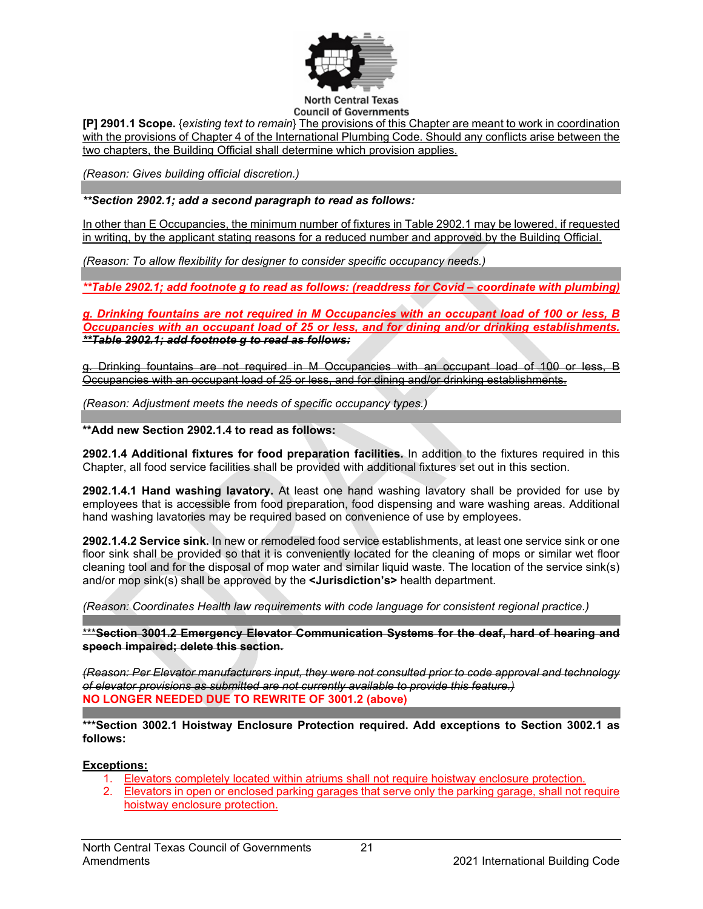**[P] 2901.1 Scope.** {*existing text to remain*} <u>The provisions of this Chapter are meant to work in coordination with the provisions of Chapter 4 of the International Plumbing Code. Should any conflicts arise between the two chapters, the Building Official shall determine which provision applies.</u>

*(Reason: Gives building official discretion.)*

***\*\*Section 2902.1; add a second paragraph to read as follows:***

<u>In other than E Occupancies, the minimum number of fixtures in Table 2902.1 may be lowered, if requested in writing, by the applicant stating reasons for a reduced number and approved by the Building Official.</u>

*(Reason: To allow flexibility for designer to consider specific occupancy needs.)*

***<u>\*\*Table 2902.1; add footnote g to read as follows: (readdress for Covid – coordinate with plumbing)</u>***

***<u>g. Drinking fountains are not required in M Occupancies with an occupant load of 100 or less, B Occupancies with an occupant load of 25 or less, and for dining and/or drinking establishments.</u>***

~~***\*\*Table 2902.1; add footnote g to read as follows:***~~

~~g. Drinking fountains are not required in M Occupancies with an occupant load of 100 or less, B Occupancies with an occupant load of 25 or less, and for dining and/or drinking establishments.~~

*(Reason: Adjustment meets the needs of specific occupancy types.)*

**\*\*Add new Section 2902.1.4 to read as follows:**

**2902.1.4 Additional fixtures for food preparation facilities.** In addition to the fixtures required in this Chapter, all food service facilities shall be provided with additional fixtures set out in this section.

**2902.1.4.1 Hand washing lavatory.** At least one hand washing lavatory shall be provided for use by employees that is accessible from food preparation, food dispensing and ware washing areas. Additional hand washing lavatories may be required based on convenience of use by employees.

**2902.1.4.2 Service sink.** In new or remodeled food service establishments, at least one service sink or one floor sink shall be provided so that it is conveniently located for the cleaning of mops or similar wet floor cleaning tool and for the disposal of mop water and similar liquid waste. The location of the service sink(s) and/or mop sink(s) shall be approved by the **<Jurisdiction's>** health department.

*(Reason: Coordinates Health law requirements with code language for consistent regional practice.)*

~~**\*\*\*Section 3001.2 Emergency Elevator Communication Systems for the deaf, hard of hearing and speech impaired; delete this section.**~~

~~*(Reason: Per Elevator manufacturers input, they were not consulted prior to code approval and technology of elevator provisions as submitted are not currently available to provide this feature.)*~~

**NO LONGER NEEDED DUE TO REWRITE OF 3001.2 (above)**

**\*\*\*Section 3002.1 Hoistway Enclosure Protection required. Add exceptions to Section 3002.1 as follows:**

**<u>Exceptions:</u>**

1. <u>Elevators completely located within atriums shall not require hoistway enclosure protection.</u>
2. <u>Elevators in open or enclosed parking garages that serve only the parking garage, shall not require hoistway enclosure protection.</u>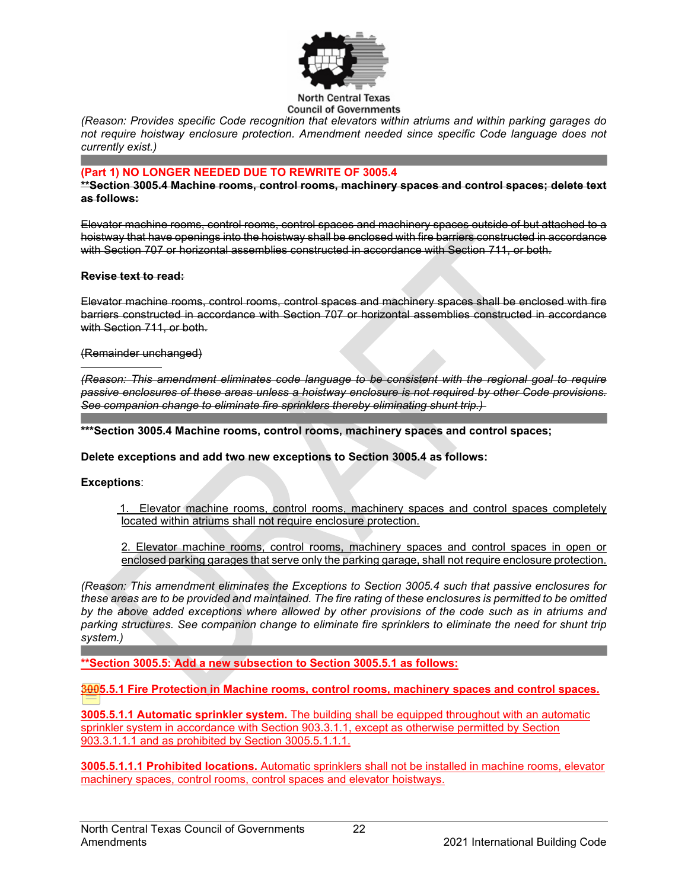*(Reason: Provides specific Code recognition that elevators within atriums and within parking garages do not require hoistway enclosure protection. Amendment needed since specific Code language does not currently exist.)*

---

**(Part 1) NO LONGER NEEDED DUE TO REWRITE OF 3005.4**

~~**\*\*Section 3005.4 Machine rooms, control rooms, machinery spaces and control spaces; delete text as follows:**~~

~~Elevator machine rooms, control rooms, control spaces and machinery spaces outside of but attached to a hoistway that have openings into the hoistway shall be enclosed with fire barriers constructed in accordance with Section 707 or horizontal assemblies constructed in accordance with Section 711, or both.~~

~~**Revise text to read:**~~

~~Elevator machine rooms, control rooms, control spaces and machinery spaces shall be enclosed with fire barriers constructed in accordance with Section 707 or horizontal assemblies constructed in accordance with Section 711, or both.~~

~~(Remainder unchanged)~~

~~*(Reason: This amendment eliminates code language to be consistent with the regional goal to require passive enclosures of these areas unless a hoistway enclosure is not required by other Code provisions. See companion change to eliminate fire sprinklers thereby eliminating shunt trip.)*~~

---

**\*\*\*Section 3005.4 Machine rooms, control rooms, machinery spaces and control spaces;**

**Delete exceptions and add two new exceptions to Section 3005.4 as follows:**

**Exceptions**:

1. Elevator machine rooms, control rooms, machinery spaces and control spaces completely located within atriums shall not require enclosure protection.

2. Elevator machine rooms, control rooms, machinery spaces and control spaces in open or enclosed parking garages that serve only the parking garage, shall not require enclosure protection.

*(Reason: This amendment eliminates the Exceptions to Section 3005.4 such that passive enclosures for these areas are to be provided and maintained. The fire rating of these enclosures is permitted to be omitted by the above added exceptions where allowed by other provisions of the code such as in atriums and parking structures. See companion change to eliminate fire sprinklers to eliminate the need for shunt trip system.)*

---

**\*\*Section 3005.5: Add a new subsection to Section 3005.5.1 as follows:**

**3005.5.1 Fire Protection in Machine rooms, control rooms, machinery spaces and control spaces.**

**3005.5.1.1 Automatic sprinkler system.** The building shall be equipped throughout with an automatic sprinkler system in accordance with Section 903.3.1.1, except as otherwise permitted by Section 903.3.1.1.1 and as prohibited by Section 3005.5.1.1.1.

**3005.5.1.1.1 Prohibited locations.** Automatic sprinklers shall not be installed in machine rooms, elevator machinery spaces, control rooms, control spaces and elevator hoistways.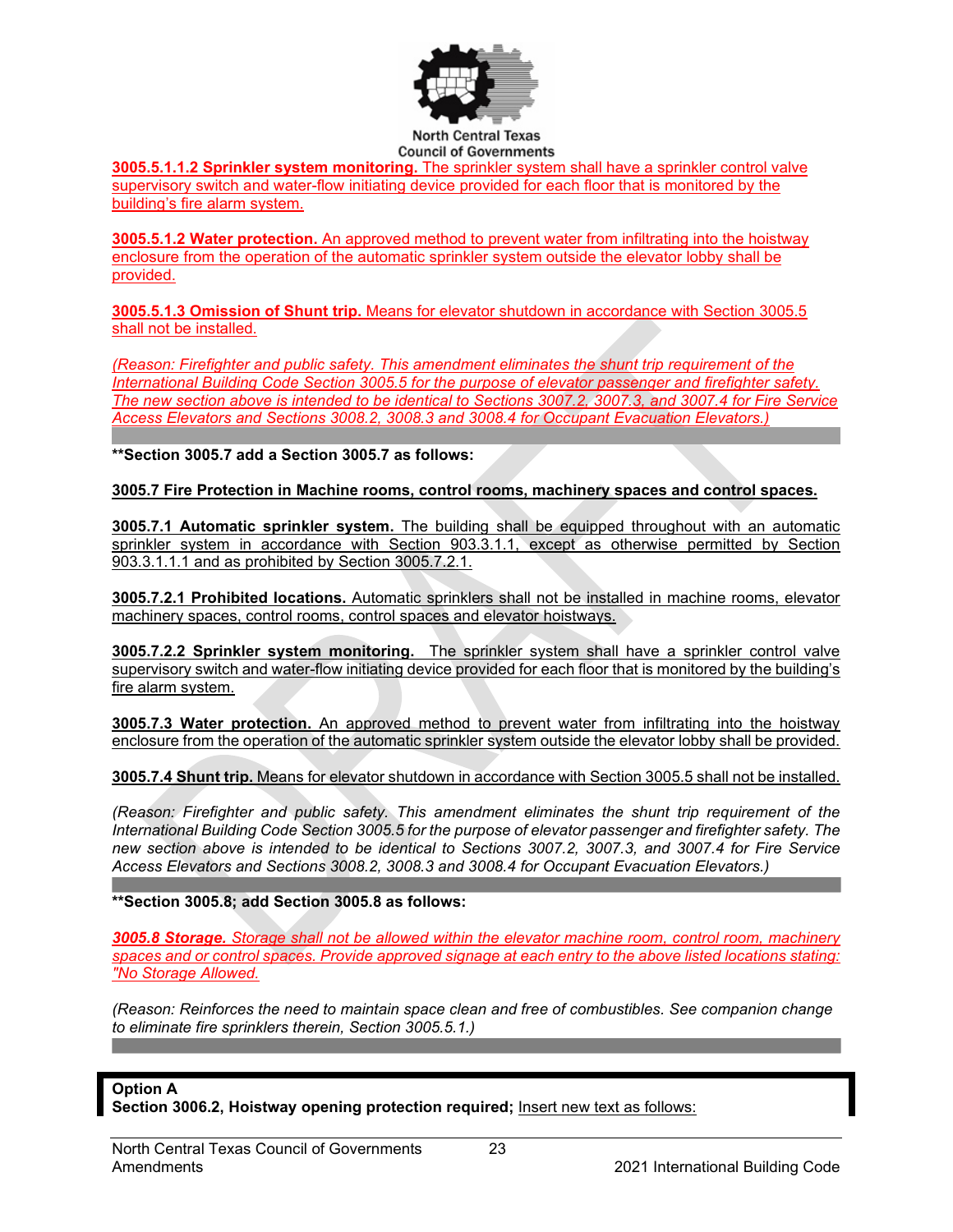**3005.5.1.1.2 Sprinkler system monitoring.** The sprinkler system shall have a sprinkler control valve supervisory switch and water-flow initiating device provided for each floor that is monitored by the building's fire alarm system.

**3005.5.1.2 Water protection.** An approved method to prevent water from infiltrating into the hoistway enclosure from the operation of the automatic sprinkler system outside the elevator lobby shall be provided.

**3005.5.1.3 Omission of Shunt trip.** Means for elevator shutdown in accordance with Section 3005.5 shall not be installed.

*(Reason: Firefighter and public safety. This amendment eliminates the shunt trip requirement of the International Building Code Section 3005.5 for the purpose of elevator passenger and firefighter safety. The new section above is intended to be identical to Sections 3007.2, 3007.3, and 3007.4 for Fire Service Access Elevators and Sections 3008.2, 3008.3 and 3008.4 for Occupant Evacuation Elevators.)*

**\*\*Section 3005.7 add a Section 3005.7 as follows:**

**3005.7 Fire Protection in Machine rooms, control rooms, machinery spaces and control spaces.**

**3005.7.1 Automatic sprinkler system.** The building shall be equipped throughout with an automatic sprinkler system in accordance with Section 903.3.1.1, except as otherwise permitted by Section 903.3.1.1.1 and as prohibited by Section 3005.7.2.1.

**3005.7.2.1 Prohibited locations.** Automatic sprinklers shall not be installed in machine rooms, elevator machinery spaces, control rooms, control spaces and elevator hoistways.

**3005.7.2.2 Sprinkler system monitoring.** The sprinkler system shall have a sprinkler control valve supervisory switch and water-flow initiating device provided for each floor that is monitored by the building's fire alarm system.

**3005.7.3 Water protection.** An approved method to prevent water from infiltrating into the hoistway enclosure from the operation of the automatic sprinkler system outside the elevator lobby shall be provided.

**3005.7.4 Shunt trip.** Means for elevator shutdown in accordance with Section 3005.5 shall not be installed.

*(Reason: Firefighter and public safety. This amendment eliminates the shunt trip requirement of the International Building Code Section 3005.5 for the purpose of elevator passenger and firefighter safety. The new section above is intended to be identical to Sections 3007.2, 3007.3, and 3007.4 for Fire Service Access Elevators and Sections 3008.2, 3008.3 and 3008.4 for Occupant Evacuation Elevators.)*

**\*\*Section 3005.8; add Section 3005.8 as follows:**

***3005.8 Storage.*** *Storage shall not be allowed within the elevator machine room, control room, machinery spaces and or control spaces. Provide approved signage at each entry to the above listed locations stating: "No Storage Allowed.*

(Reason: Reinforces the need to maintain space clean and free of combustibles. See companion change to eliminate fire sprinklers therein, Section 3005.5.1.)

**Option A**
**Section 3006.2, Hoistway opening protection required;** Insert new text as follows: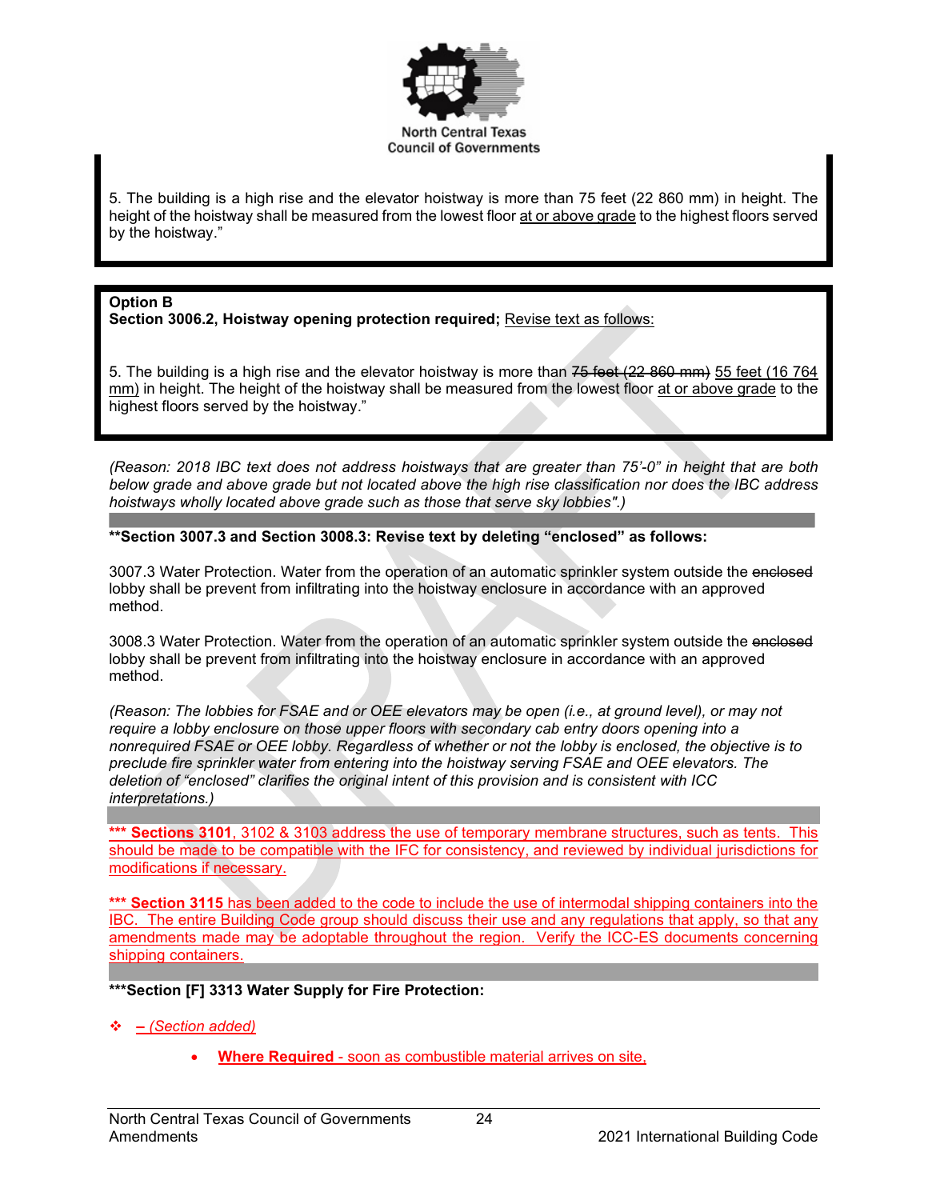5. The building is a high rise and the elevator hoistway is more than 75 feet (22 860 mm) in height. The height of the hoistway shall be measured from the lowest floor <u>at or above grade</u> to the highest floors served by the hoistway."

**Option B**
**Section 3006.2, Hoistway opening protection required;** <u>Revise text as follows:</u>

5. The building is a high rise and the elevator hoistway is more than ~~75 feet (22 860 mm)~~ <u>55 feet (16 764 mm)</u> in height. The height of the hoistway shall be measured from the lowest floor <u>at or above grade</u> to the highest floors served by the hoistway."

*(Reason: 2018 IBC text does not address hoistways that are greater than 75'-0" in height that are both below grade and above grade but not located above the high rise classification nor does the IBC address hoistways wholly located above grade such as those that serve sky lobbies".)*

**\*\*Section 3007.3 and Section 3008.3: Revise text by deleting "enclosed" as follows:**

3007.3 Water Protection. Water from the operation of an automatic sprinkler system outside the ~~enclosed~~ lobby shall be prevent from infiltrating into the hoistway enclosure in accordance with an approved method.

3008.3 Water Protection. Water from the operation of an automatic sprinkler system outside the ~~enclosed~~ lobby shall be prevent from infiltrating into the hoistway enclosure in accordance with an approved method.

*(Reason: The lobbies for FSAE and or OEE elevators may be open (i.e., at ground level), or may not require a lobby enclosure on those upper floors with secondary cab entry doors opening into a nonrequired FSAE or OEE lobby. Regardless of whether or not the lobby is enclosed, the objective is to preclude fire sprinkler water from entering into the hoistway serving FSAE and OEE elevators. The deletion of "enclosed" clarifies the original intent of this provision and is consistent with ICC interpretations.)*

<u>**\*\*\* Sections 3101**, 3102 & 3103 address the use of temporary membrane structures, such as tents. This should be made to be compatible with the IFC for consistency, and reviewed by individual jurisdictions for modifications if necessary.</u>

<u>**\*\*\* Section 3115** has been added to the code to include the use of intermodal shipping containers into the IBC. The entire Building Code group should discuss their use and any regulations that apply, so that any amendments made may be adoptable throughout the region. Verify the ICC-ES documents concerning shipping containers.</u>

**\*\*\*Section [F] 3313 Water Supply for Fire Protection:**

- <u>*– (Section added)*</u>
  - <u>**Where Required** - soon as combustible material arrives on site,</u>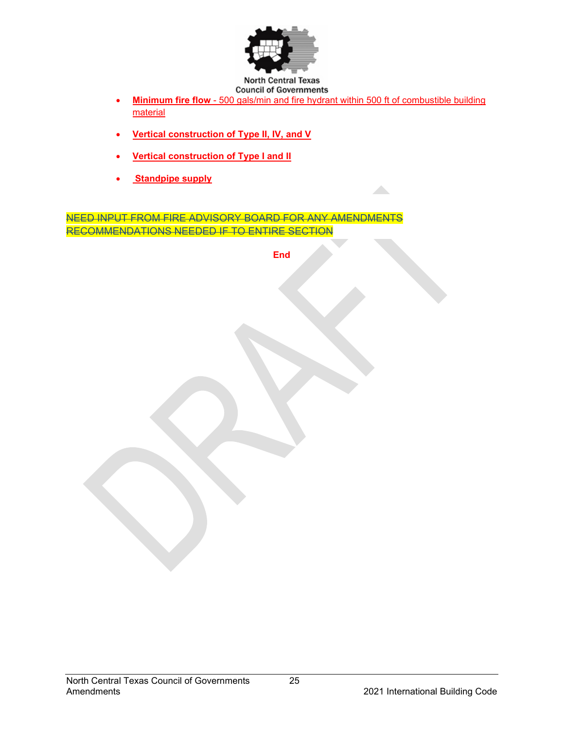- **Minimum fire flow** - 500 gals/min and fire hydrant within 500 ft of combustible building material
- **Vertical construction of Type II, IV, and V**
- **Vertical construction of Type I and II**
- **Standpipe supply**

~~NEED INPUT FROM FIRE ADVISORY BOARD FOR ANY AMENDMENTS RECOMMENDATIONS NEEDED IF TO ENTIRE SECTION~~

**End**